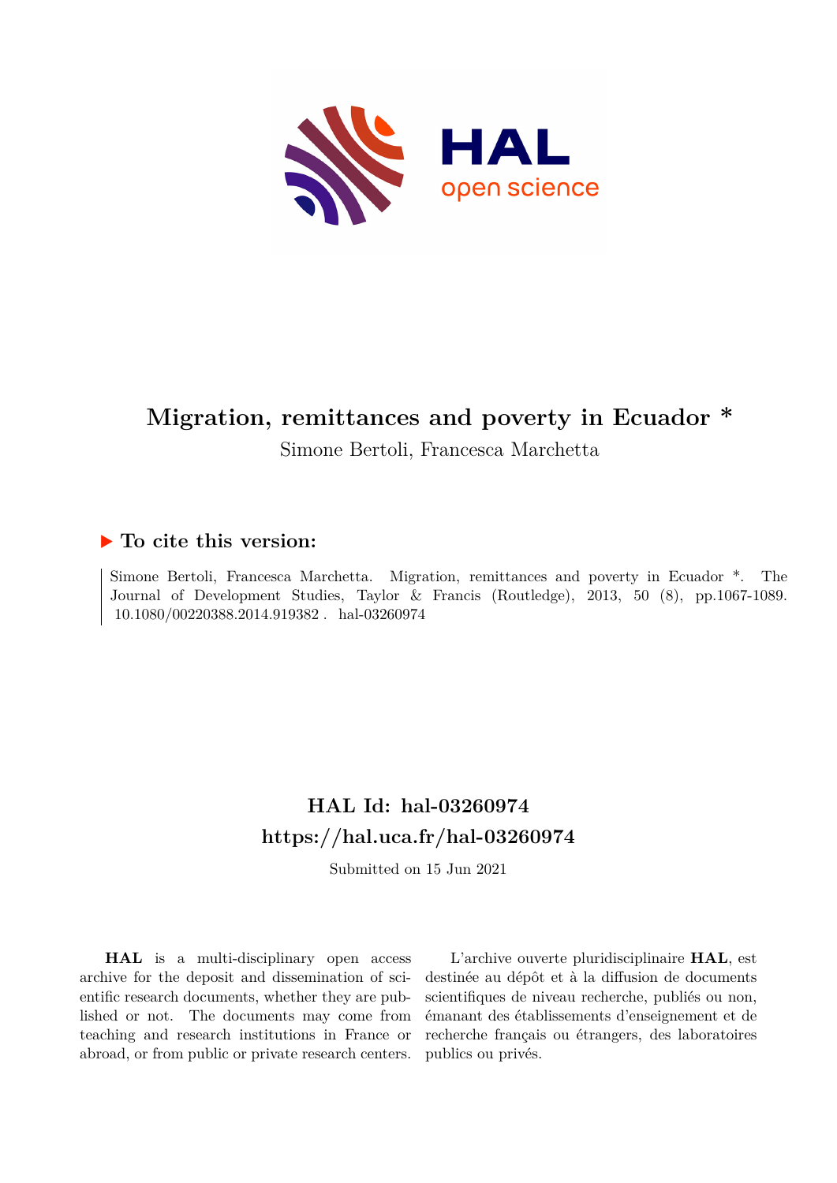# Migration, remittances and poverty in Ecuador *

Simone Bertoli, Francesca Marchetta

## ▶ To cite this version:

Simone Bertoli, Francesca Marchetta. Migration, remittances and poverty in Ecuador *. The Journal of Development Studies, Taylor & Francis (Routledge), 2013, 50 (8), pp.1067-1089. 10.1080/00220388.2014.919382 . hal-03260974

## HAL Id: hal-03260974

## https://hal.uca.fr/hal-03260974

Submitted on 15 Jun 2021

**HAL** is a multi-disciplinary open access archive for the deposit and dissemination of scientific research documents, whether they are published or not. The documents may come from teaching and research institutions in France or abroad, or from public or private research centers.

L'archive ouverte pluridisciplinaire **HAL**, est destinée au dépôt et à la diffusion de documents scientifiques de niveau recherche, publiés ou non, émanant des établissements d'enseignement et de recherche français ou étrangers, des laboratoires publics ou privés.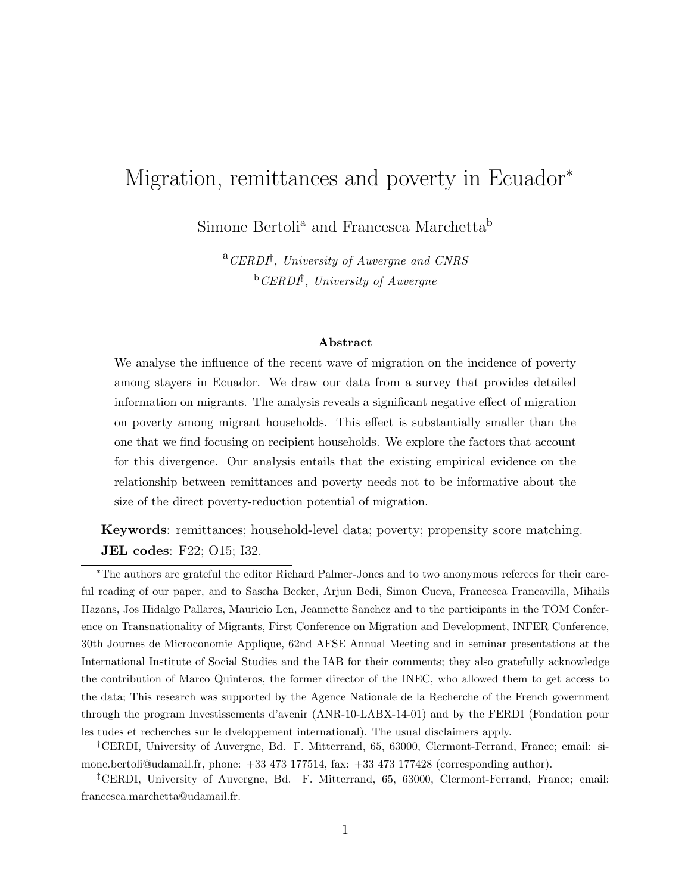# Migration, remittances and poverty in Ecuador*

Simone Bertoli[a] and Francesca Marchetta[b]

[a] *CERDI*[†], *University of Auvergne and CNRS*

[b] *CERDI*[‡], *University of Auvergne*

**Abstract**

We analyse the influence of the recent wave of migration on the incidence of poverty among stayers in Ecuador. We draw our data from a survey that provides detailed information on migrants. The analysis reveals a significant negative effect of migration on poverty among migrant households. This effect is substantially smaller than the one that we find focusing on recipient households. We explore the factors that account for this divergence. Our analysis entails that the existing empirical evidence on the relationship between remittances and poverty needs not to be informative about the size of the direct poverty-reduction potential of migration.

**Keywords**: remittances; household-level data; poverty; propensity score matching.
**JEL codes**: F22; O15; I32.

---

*The authors are grateful the editor Richard Palmer-Jones and to two anonymous referees for their careful reading of our paper, and to Sascha Becker, Arjun Bedi, Simon Cueva, Francesca Francavilla, Mihails Hazans, Jos Hidalgo Pallares, Mauricio Len, Jeannette Sanchez and to the participants in the TOM Conference on Transnationality of Migrants, First Conference on Migration and Development, INFER Conference, 30th Journes de Microconomie Applique, 62nd AFSE Annual Meeting and in seminar presentations at the International Institute of Social Studies and the IAB for their comments; they also gratefully acknowledge the contribution of Marco Quinteros, the former director of the INEC, who allowed them to get access to the data; This research was supported by the Agence Nationale de la Recherche of the French government through the program Investissements d'avenir (ANR-10-LABX-14-01) and by the FERDI (Fondation pour les tudes et recherches sur le dveloppement international). The usual disclaimers apply.

[†]CERDI, University of Auvergne, Bd. F. Mitterrand, 65, 63000, Clermont-Ferrand, France; email: simone.bertoli@udamail.fr, phone: +33 473 177514, fax: +33 473 177428 (corresponding author).

[‡]CERDI, University of Auvergne, Bd. F. Mitterrand, 65, 63000, Clermont-Ferrand, France; email: francesca.marchetta@udamail.fr.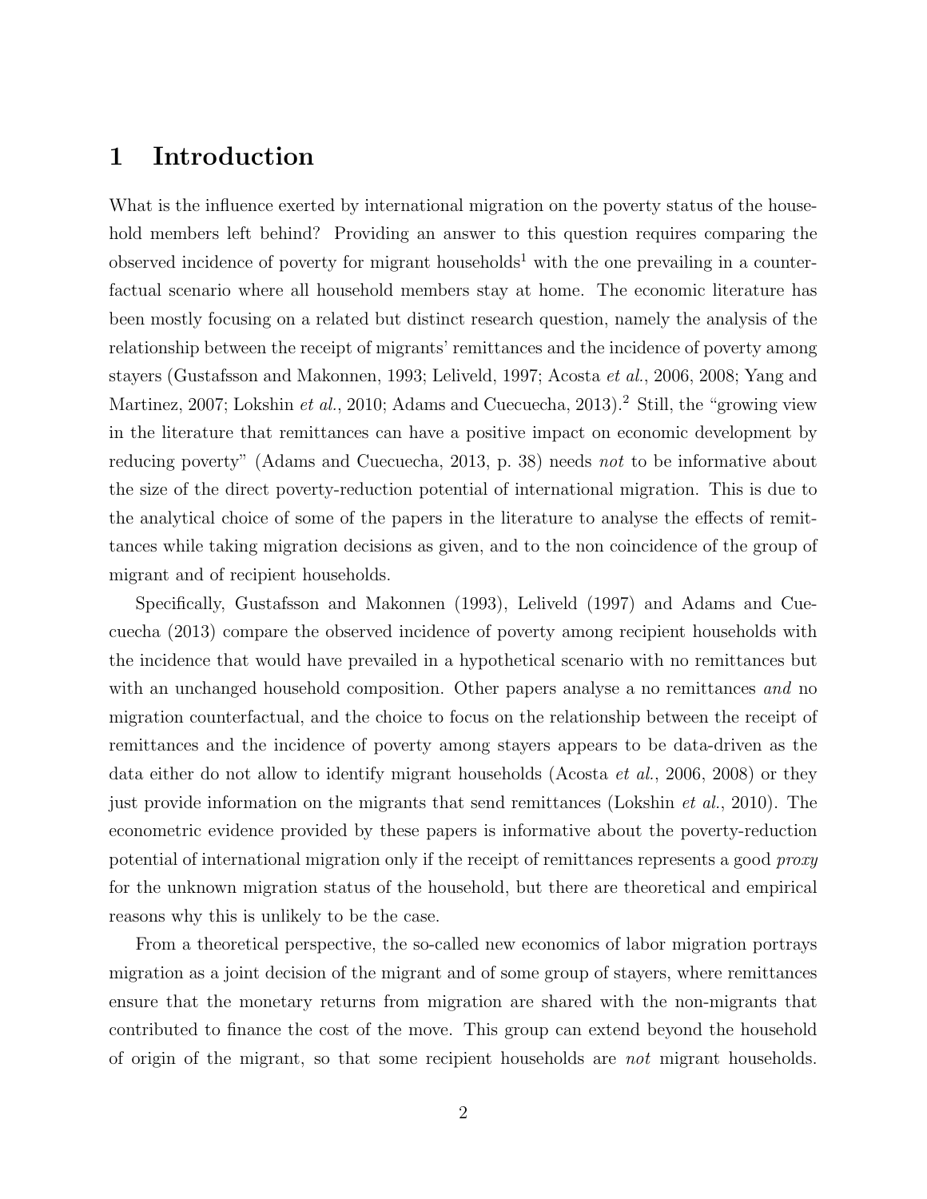# 1 Introduction

What is the influence exerted by international migration on the poverty status of the household members left behind? Providing an answer to this question requires comparing the observed incidence of poverty for migrant households[1] with the one prevailing in a counterfactual scenario where all household members stay at home. The economic literature has been mostly focusing on a related but distinct research question, namely the analysis of the relationship between the receipt of migrants' remittances and the incidence of poverty among stayers (Gustafsson and Makonnen, 1993; Leliveld, 1997; Acosta *et al.*, 2006, 2008; Yang and Martinez, 2007; Lokshin *et al.*, 2010; Adams and Cuecuecha, 2013).[2] Still, the "growing view in the literature that remittances can have a positive impact on economic development by reducing poverty" (Adams and Cuecuecha, 2013, p. 38) needs *not* to be informative about the size of the direct poverty-reduction potential of international migration. This is due to the analytical choice of some of the papers in the literature to analyse the effects of remittances while taking migration decisions as given, and to the non coincidence of the group of migrant and of recipient households.

Specifically, Gustafsson and Makonnen (1993), Leliveld (1997) and Adams and Cuecuecha (2013) compare the observed incidence of poverty among recipient households with the incidence that would have prevailed in a hypothetical scenario with no remittances but with an unchanged household composition. Other papers analyse a no remittances *and* no migration counterfactual, and the choice to focus on the relationship between the receipt of remittances and the incidence of poverty among stayers appears to be data-driven as the data either do not allow to identify migrant households (Acosta *et al.*, 2006, 2008) or they just provide information on the migrants that send remittances (Lokshin *et al.*, 2010). The econometric evidence provided by these papers is informative about the poverty-reduction potential of international migration only if the receipt of remittances represents a good *proxy* for the unknown migration status of the household, but there are theoretical and empirical reasons why this is unlikely to be the case.

From a theoretical perspective, the so-called new economics of labor migration portrays migration as a joint decision of the migrant and of some group of stayers, where remittances ensure that the monetary returns from migration are shared with the non-migrants that contributed to finance the cost of the move. This group can extend beyond the household of origin of the migrant, so that some recipient households are *not* migrant households.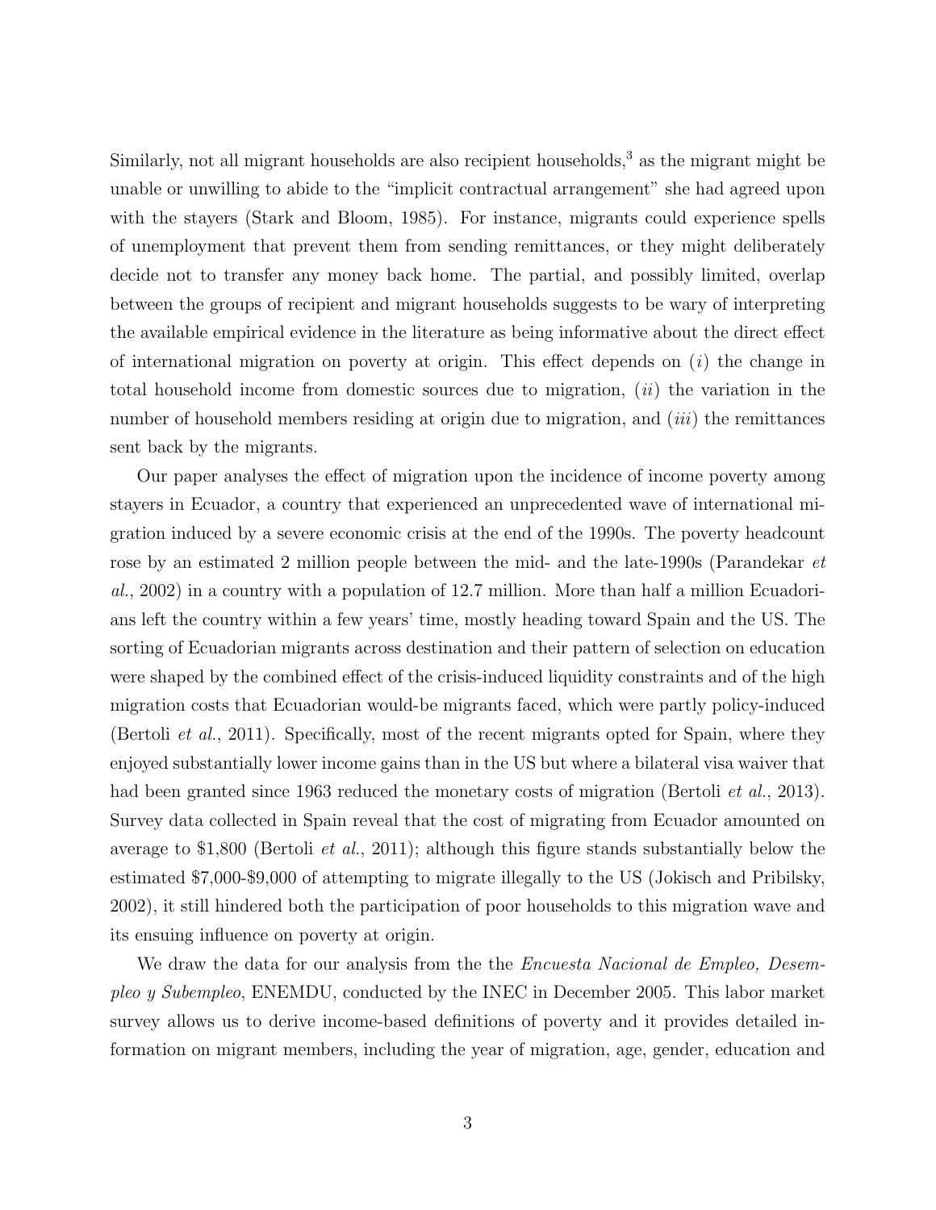Similarly, not all migrant households are also recipient households,[3] as the migrant might be unable or unwilling to abide to the "implicit contractual arrangement" she had agreed upon with the stayers (Stark and Bloom, 1985). For instance, migrants could experience spells of unemployment that prevent them from sending remittances, or they might deliberately decide not to transfer any money back home. The partial, and possibly limited, overlap between the groups of recipient and migrant households suggests to be wary of interpreting the available empirical evidence in the literature as being informative about the direct effect of international migration on poverty at origin. This effect depends on (*i*) the change in total household income from domestic sources due to migration, (*ii*) the variation in the number of household members residing at origin due to migration, and (*iii*) the remittances sent back by the migrants.

Our paper analyses the effect of migration upon the incidence of income poverty among stayers in Ecuador, a country that experienced an unprecedented wave of international migration induced by a severe economic crisis at the end of the 1990s. The poverty headcount rose by an estimated 2 million people between the mid- and the late-1990s (Parandekar *et al.*, 2002) in a country with a population of 12.7 million. More than half a million Ecuadorians left the country within a few years' time, mostly heading toward Spain and the US. The sorting of Ecuadorian migrants across destination and their pattern of selection on education were shaped by the combined effect of the crisis-induced liquidity constraints and of the high migration costs that Ecuadorian would-be migrants faced, which were partly policy-induced (Bertoli *et al.*, 2011). Specifically, most of the recent migrants opted for Spain, where they enjoyed substantially lower income gains than in the US but where a bilateral visa waiver that had been granted since 1963 reduced the monetary costs of migration (Bertoli *et al.*, 2013). Survey data collected in Spain reveal that the cost of migrating from Ecuador amounted on average to $1,800 (Bertoli *et al.*, 2011); although this figure stands substantially below the estimated $7,000-$9,000 of attempting to migrate illegally to the US (Jokisch and Pribilsky, 2002), it still hindered both the participation of poor households to this migration wave and its ensuing influence on poverty at origin.

We draw the data for our analysis from the the *Encuesta Nacional de Empleo, Desempleo y Subempleo*, ENEMDU, conducted by the INEC in December 2005. This labor market survey allows us to derive income-based definitions of poverty and it provides detailed information on migrant members, including the year of migration, age, gender, education and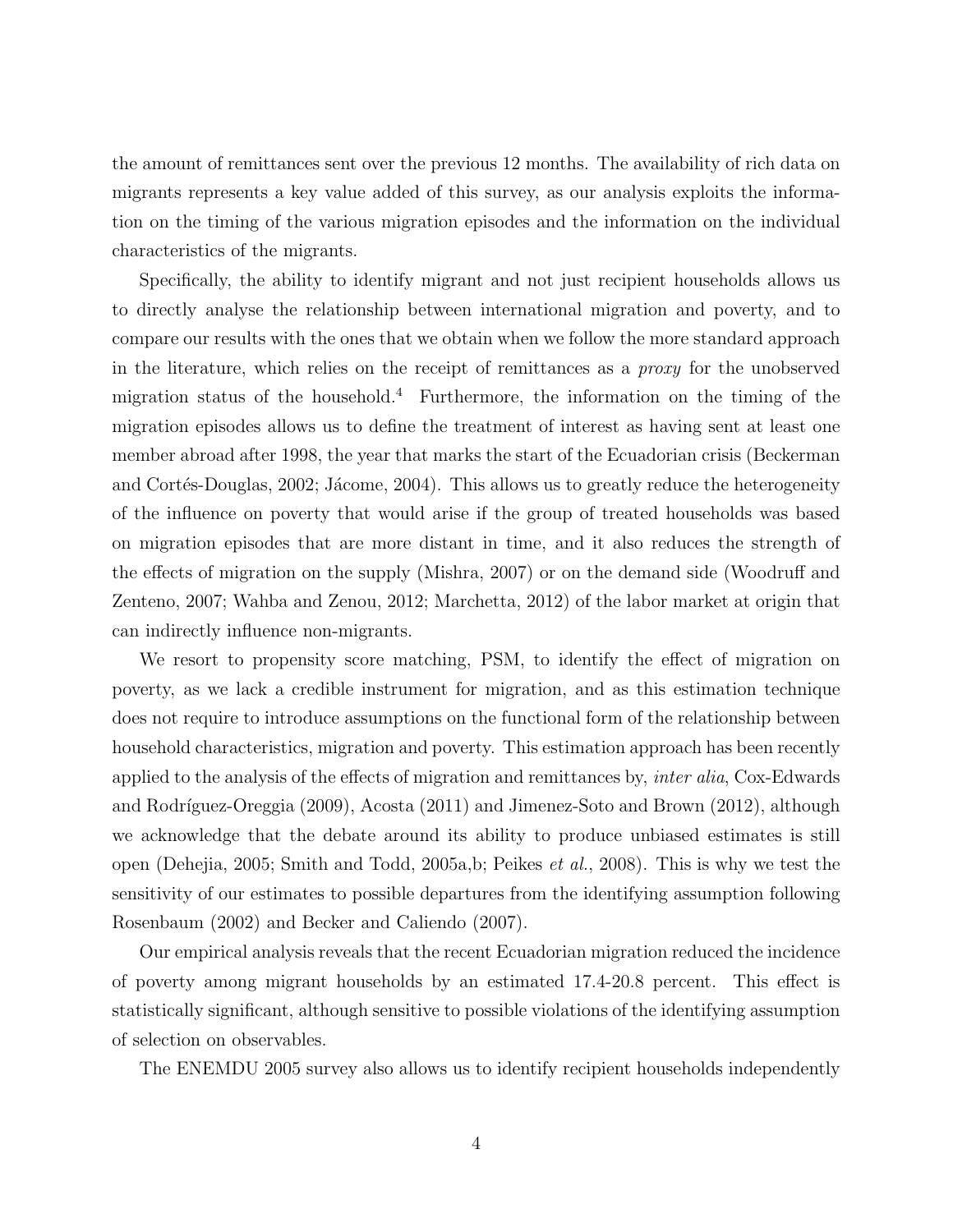the amount of remittances sent over the previous 12 months. The availability of rich data on migrants represents a key value added of this survey, as our analysis exploits the information on the timing of the various migration episodes and the information on the individual characteristics of the migrants.

Specifically, the ability to identify migrant and not just recipient households allows us to directly analyse the relationship between international migration and poverty, and to compare our results with the ones that we obtain when we follow the more standard approach in the literature, which relies on the receipt of remittances as a *proxy* for the unobserved migration status of the household.[4] Furthermore, the information on the timing of the migration episodes allows us to define the treatment of interest as having sent at least one member abroad after 1998, the year that marks the start of the Ecuadorian crisis (Beckerman and Cortés-Douglas, 2002; Jácome, 2004). This allows us to greatly reduce the heterogeneity of the influence on poverty that would arise if the group of treated households was based on migration episodes that are more distant in time, and it also reduces the strength of the effects of migration on the supply (Mishra, 2007) or on the demand side (Woodruff and Zenteno, 2007; Wahba and Zenou, 2012; Marchetta, 2012) of the labor market at origin that can indirectly influence non-migrants.

We resort to propensity score matching, PSM, to identify the effect of migration on poverty, as we lack a credible instrument for migration, and as this estimation technique does not require to introduce assumptions on the functional form of the relationship between household characteristics, migration and poverty. This estimation approach has been recently applied to the analysis of the effects of migration and remittances by, *inter alia*, Cox-Edwards and Rodríguez-Oreggia (2009), Acosta (2011) and Jimenez-Soto and Brown (2012), although we acknowledge that the debate around its ability to produce unbiased estimates is still open (Dehejia, 2005; Smith and Todd, 2005a,b; Peikes *et al.*, 2008). This is why we test the sensitivity of our estimates to possible departures from the identifying assumption following Rosenbaum (2002) and Becker and Caliendo (2007).

Our empirical analysis reveals that the recent Ecuadorian migration reduced the incidence of poverty among migrant households by an estimated 17.4-20.8 percent. This effect is statistically significant, although sensitive to possible violations of the identifying assumption of selection on observables.

The ENEMDU 2005 survey also allows us to identify recipient households independently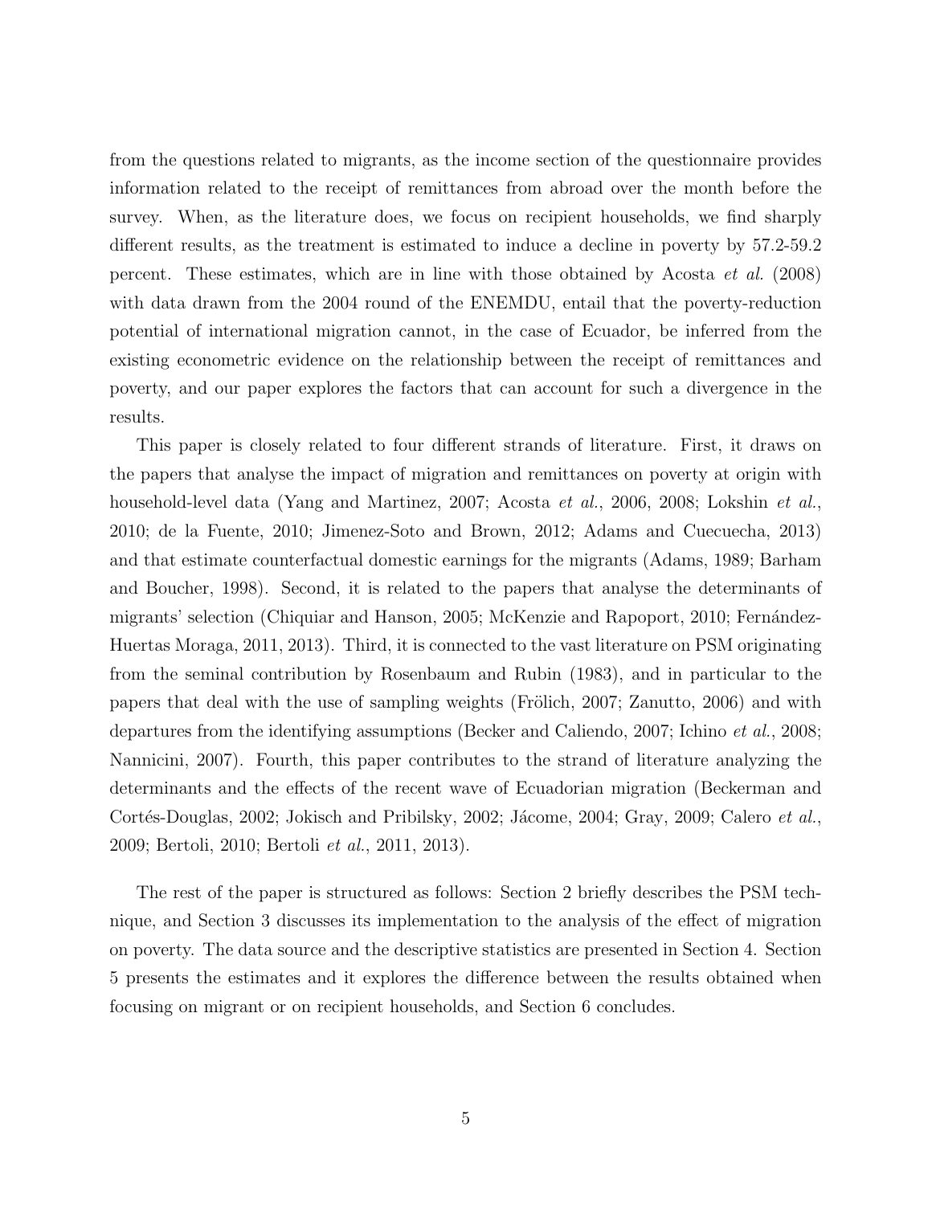from the questions related to migrants, as the income section of the questionnaire provides information related to the receipt of remittances from abroad over the month before the survey. When, as the literature does, we focus on recipient households, we find sharply different results, as the treatment is estimated to induce a decline in poverty by 57.2-59.2 percent. These estimates, which are in line with those obtained by Acosta *et al.* (2008) with data drawn from the 2004 round of the ENEMDU, entail that the poverty-reduction potential of international migration cannot, in the case of Ecuador, be inferred from the existing econometric evidence on the relationship between the receipt of remittances and poverty, and our paper explores the factors that can account for such a divergence in the results.

This paper is closely related to four different strands of literature. First, it draws on the papers that analyse the impact of migration and remittances on poverty at origin with household-level data (Yang and Martinez, 2007; Acosta *et al.*, 2006, 2008; Lokshin *et al.*, 2010; de la Fuente, 2010; Jimenez-Soto and Brown, 2012; Adams and Cuecuecha, 2013) and that estimate counterfactual domestic earnings for the migrants (Adams, 1989; Barham and Boucher, 1998). Second, it is related to the papers that analyse the determinants of migrants' selection (Chiquiar and Hanson, 2005; McKenzie and Rapoport, 2010; Fernández-Huertas Moraga, 2011, 2013). Third, it is connected to the vast literature on PSM originating from the seminal contribution by Rosenbaum and Rubin (1983), and in particular to the papers that deal with the use of sampling weights (Frölich, 2007; Zanutto, 2006) and with departures from the identifying assumptions (Becker and Caliendo, 2007; Ichino *et al.*, 2008; Nannicini, 2007). Fourth, this paper contributes to the strand of literature analyzing the determinants and the effects of the recent wave of Ecuadorian migration (Beckerman and Cortés-Douglas, 2002; Jokisch and Pribilsky, 2002; Jácome, 2004; Gray, 2009; Calero *et al.*, 2009; Bertoli, 2010; Bertoli *et al.*, 2011, 2013).

The rest of the paper is structured as follows: Section 2 briefly describes the PSM technique, and Section 3 discusses its implementation to the analysis of the effect of migration on poverty. The data source and the descriptive statistics are presented in Section 4. Section 5 presents the estimates and it explores the difference between the results obtained when focusing on migrant or on recipient households, and Section 6 concludes.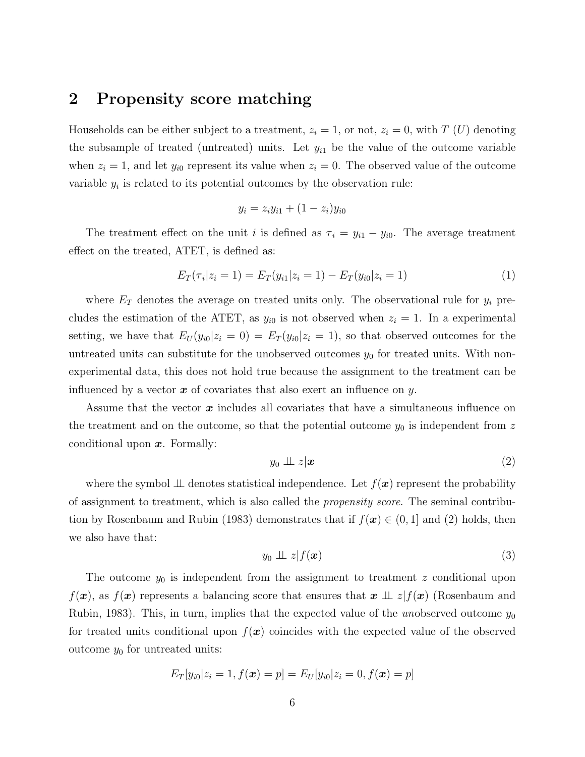## 2 Propensity score matching

Households can be either subject to a treatment, $z_i = 1$, or not, $z_i = 0$, with $T$ ($U$) denoting the subsample of treated (untreated) units. Let $y_{i1}$ be the value of the outcome variable when $z_i = 1$, and let $y_{i0}$ represent its value when $z_i = 0$. The observed value of the outcome variable $y_i$ is related to its potential outcomes by the observation rule:

$$y_i = z_i y_{i1} + (1 - z_i) y_{i0}$$

The treatment effect on the unit $i$ is defined as $\tau_i = y_{i1} - y_{i0}$. The average treatment effect on the treated, ATET, is defined as:

$$E_T(\tau_i | z_i = 1) = E_T(y_{i1} | z_i = 1) - E_T(y_{i0} | z_i = 1) \tag{1}$$

where $E_T$ denotes the average on treated units only. The observational rule for $y_i$ precludes the estimation of the ATET, as $y_{i0}$ is not observed when $z_i = 1$. In a experimental setting, we have that $E_U(y_{i0} | z_i = 0) = E_T(y_{i0} | z_i = 1)$, so that observed outcomes for the untreated units can substitute for the unobserved outcomes $y_0$ for treated units. With non-experimental data, this does not hold true because the assignment to the treatment can be influenced by a vector $\boldsymbol{x}$ of covariates that also exert an influence on $y$.

Assume that the vector $\boldsymbol{x}$ includes all covariates that have a simultaneous influence on the treatment and on the outcome, so that the potential outcome $y_0$ is independent from $z$ conditional upon $\boldsymbol{x}$. Formally:

$$y_0 \perp\!\!\!\perp z | \boldsymbol{x} \tag{2}$$

where the symbol $\perp\!\!\!\perp$ denotes statistical independence. Let $f(\boldsymbol{x})$ represent the probability of assignment to treatment, which is also called the *propensity score*. The seminal contribution by Rosenbaum and Rubin (1983) demonstrates that if $f(\boldsymbol{x}) \in (0, 1]$ and (2) holds, then we also have that:

$$y_0 \perp\!\!\!\perp z | f(\boldsymbol{x}) \tag{3}$$

The outcome $y_0$ is independent from the assignment to treatment $z$ conditional upon $f(\boldsymbol{x})$, as $f(\boldsymbol{x})$ represents a balancing score that ensures that $\boldsymbol{x} \perp\!\!\!\perp z | f(\boldsymbol{x})$ (Rosenbaum and Rubin, 1983). This, in turn, implies that the expected value of the *un*observed outcome $y_0$ for treated units conditional upon $f(\boldsymbol{x})$ coincides with the expected value of the observed outcome $y_0$ for untreated units:

$$E_T[y_{i0} | z_i = 1, f(\boldsymbol{x}) = p] = E_U[y_{i0} | z_i = 0, f(\boldsymbol{x}) = p]$$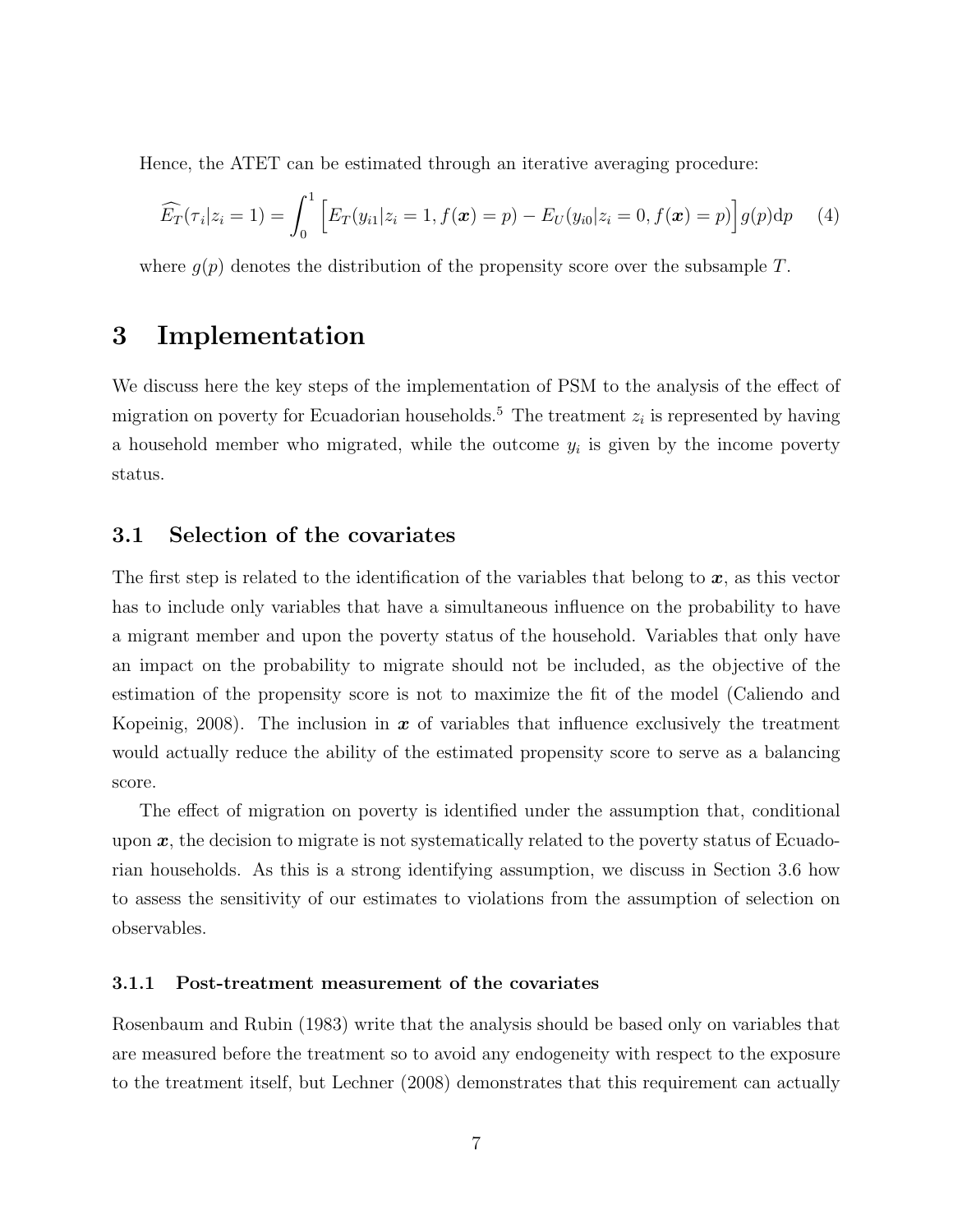Hence, the ATET can be estimated through an iterative averaging procedure:

$$\widehat{E_T}(\tau_i|z_i = 1) = \int_0^1 \Big[E_T(y_{i1}|z_i = 1, f(\boldsymbol{x}) = p) - E_U(y_{i0}|z_i = 0, f(\boldsymbol{x}) = p)\Big] g(p)\mathrm{d}p \quad (4)$$

where $g(p)$ denotes the distribution of the propensity score over the subsample $T$.

# 3 Implementation

We discuss here the key steps of the implementation of PSM to the analysis of the effect of migration on poverty for Ecuadorian households.[5] The treatment $z_i$ is represented by having a household member who migrated, while the outcome $y_i$ is given by the income poverty status.

## 3.1 Selection of the covariates

The first step is related to the identification of the variables that belong to $\boldsymbol{x}$, as this vector has to include only variables that have a simultaneous influence on the probability to have a migrant member and upon the poverty status of the household. Variables that only have an impact on the probability to migrate should not be included, as the objective of the estimation of the propensity score is not to maximize the fit of the model (Caliendo and Kopeinig, 2008). The inclusion in $\boldsymbol{x}$ of variables that influence exclusively the treatment would actually reduce the ability of the estimated propensity score to serve as a balancing score.

The effect of migration on poverty is identified under the assumption that, conditional upon $\boldsymbol{x}$, the decision to migrate is not systematically related to the poverty status of Ecuadorian households. As this is a strong identifying assumption, we discuss in Section 3.6 how to assess the sensitivity of our estimates to violations from the assumption of selection on observables.

### 3.1.1 Post-treatment measurement of the covariates

Rosenbaum and Rubin (1983) write that the analysis should be based only on variables that are measured before the treatment so to avoid any endogeneity with respect to the exposure to the treatment itself, but Lechner (2008) demonstrates that this requirement can actually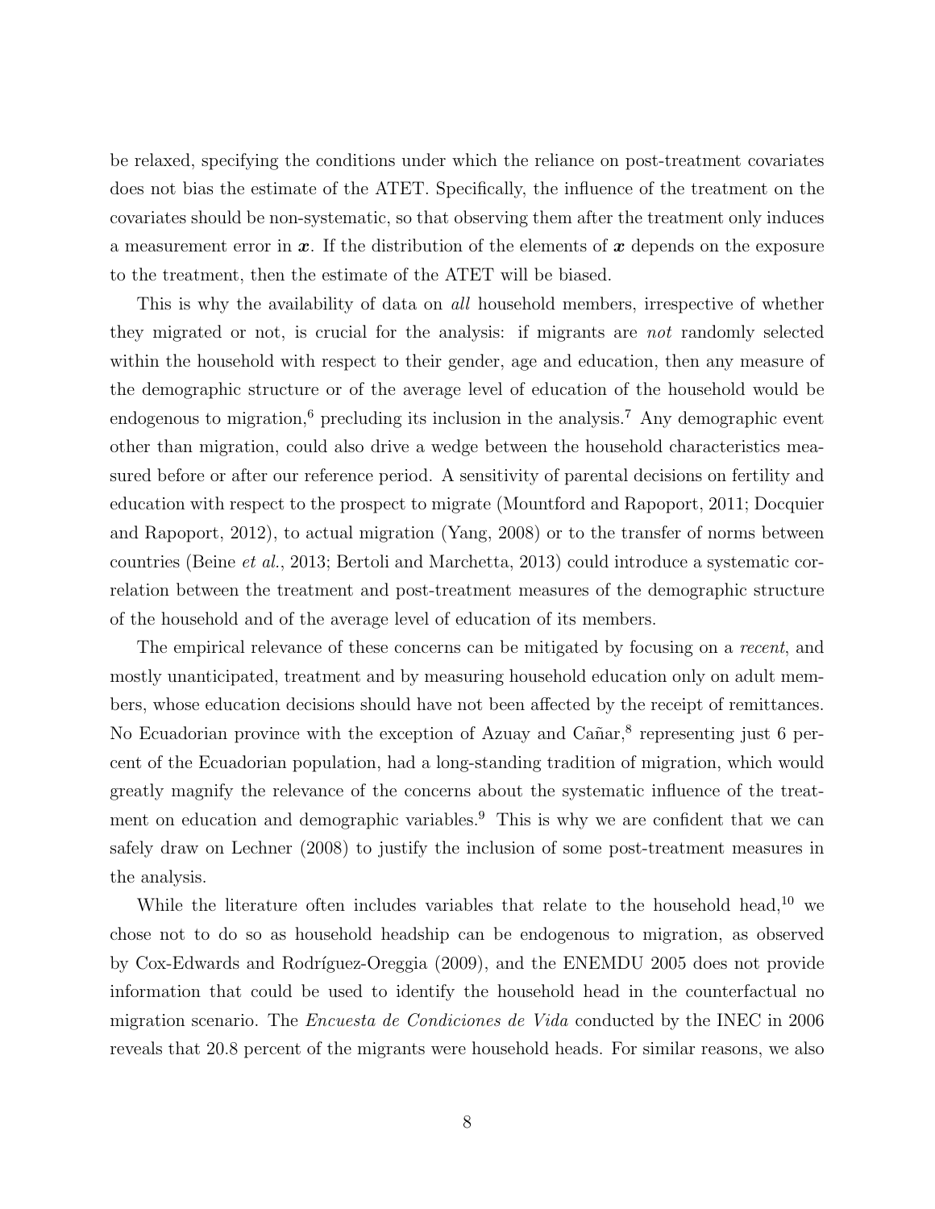be relaxed, specifying the conditions under which the reliance on post-treatment covariates does not bias the estimate of the ATET. Specifically, the influence of the treatment on the covariates should be non-systematic, so that observing them after the treatment only induces a measurement error in $\boldsymbol{x}$. If the distribution of the elements of $\boldsymbol{x}$ depends on the exposure to the treatment, then the estimate of the ATET will be biased.

This is why the availability of data on *all* household members, irrespective of whether they migrated or not, is crucial for the analysis: if migrants are *not* randomly selected within the household with respect to their gender, age and education, then any measure of the demographic structure or of the average level of education of the household would be endogenous to migration,[6] precluding its inclusion in the analysis.[7] Any demographic event other than migration, could also drive a wedge between the household characteristics measured before or after our reference period. A sensitivity of parental decisions on fertility and education with respect to the prospect to migrate (Mountford and Rapoport, 2011; Docquier and Rapoport, 2012), to actual migration (Yang, 2008) or to the transfer of norms between countries (Beine *et al.*, 2013; Bertoli and Marchetta, 2013) could introduce a systematic correlation between the treatment and post-treatment measures of the demographic structure of the household and of the average level of education of its members.

The empirical relevance of these concerns can be mitigated by focusing on a *recent*, and mostly unanticipated, treatment and by measuring household education only on adult members, whose education decisions should have not been affected by the receipt of remittances. No Ecuadorian province with the exception of Azuay and Cañar,[8] representing just 6 percent of the Ecuadorian population, had a long-standing tradition of migration, which would greatly magnify the relevance of the concerns about the systematic influence of the treatment on education and demographic variables.[9] This is why we are confident that we can safely draw on Lechner (2008) to justify the inclusion of some post-treatment measures in the analysis.

While the literature often includes variables that relate to the household head,[10] we chose not to do so as household headship can be endogenous to migration, as observed by Cox-Edwards and Rodríguez-Oreggia (2009), and the ENEMDU 2005 does not provide information that could be used to identify the household head in the counterfactual no migration scenario. The *Encuesta de Condiciones de Vida* conducted by the INEC in 2006 reveals that 20.8 percent of the migrants were household heads. For similar reasons, we also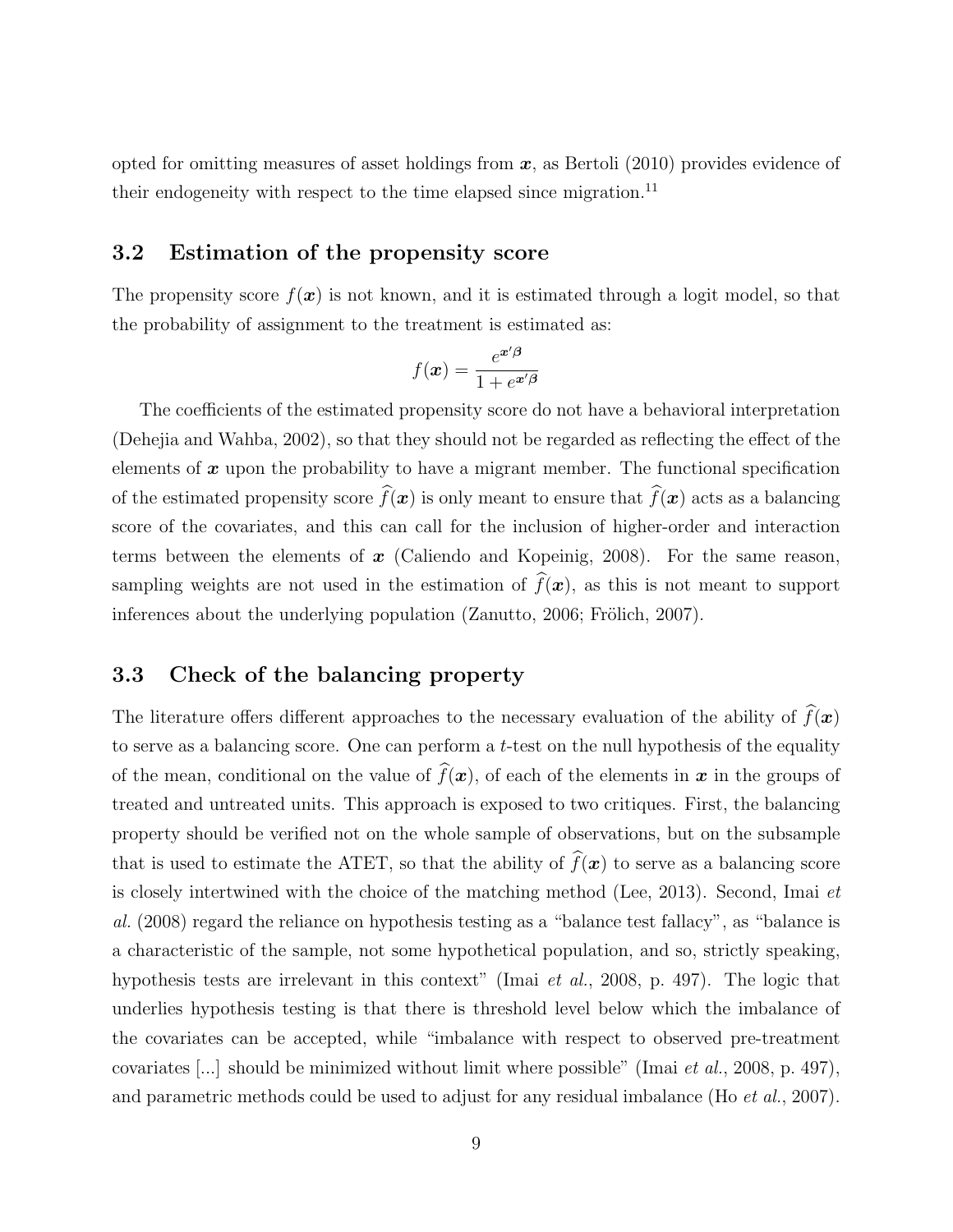opted for omitting measures of asset holdings from $\boldsymbol{x}$, as Bertoli (2010) provides evidence of their endogeneity with respect to the time elapsed since migration.[11]

### 3.2 Estimation of the propensity score

The propensity score $f(\boldsymbol{x})$ is not known, and it is estimated through a logit model, so that the probability of assignment to the treatment is estimated as:

$$f(\boldsymbol{x}) = \frac{e^{\boldsymbol{x}'\boldsymbol{\beta}}}{1 + e^{\boldsymbol{x}'\boldsymbol{\beta}}}$$

The coefficients of the estimated propensity score do not have a behavioral interpretation (Dehejia and Wahba, 2002), so that they should not be regarded as reflecting the effect of the elements of $\boldsymbol{x}$ upon the probability to have a migrant member. The functional specification of the estimated propensity score $\widehat{f}(\boldsymbol{x})$ is only meant to ensure that $\widehat{f}(\boldsymbol{x})$ acts as a balancing score of the covariates, and this can call for the inclusion of higher-order and interaction terms between the elements of $\boldsymbol{x}$ (Caliendo and Kopeinig, 2008). For the same reason, sampling weights are not used in the estimation of $\widehat{f}(\boldsymbol{x})$, as this is not meant to support inferences about the underlying population (Zanutto, 2006; Frölich, 2007).

### 3.3 Check of the balancing property

The literature offers different approaches to the necessary evaluation of the ability of $\widehat{f}(\boldsymbol{x})$ to serve as a balancing score. One can perform a $t$-test on the null hypothesis of the equality of the mean, conditional on the value of $\widehat{f}(\boldsymbol{x})$, of each of the elements in $\boldsymbol{x}$ in the groups of treated and untreated units. This approach is exposed to two critiques. First, the balancing property should be verified not on the whole sample of observations, but on the subsample that is used to estimate the ATET, so that the ability of $\widehat{f}(\boldsymbol{x})$ to serve as a balancing score is closely intertwined with the choice of the matching method (Lee, 2013). Second, Imai *et al.* (2008) regard the reliance on hypothesis testing as a "balance test fallacy", as "balance is a characteristic of the sample, not some hypothetical population, and so, strictly speaking, hypothesis tests are irrelevant in this context" (Imai *et al.*, 2008, p. 497). The logic that underlies hypothesis testing is that there is threshold level below which the imbalance of the covariates can be accepted, while "imbalance with respect to observed pre-treatment covariates [...] should be minimized without limit where possible" (Imai *et al.*, 2008, p. 497), and parametric methods could be used to adjust for any residual imbalance (Ho *et al.*, 2007).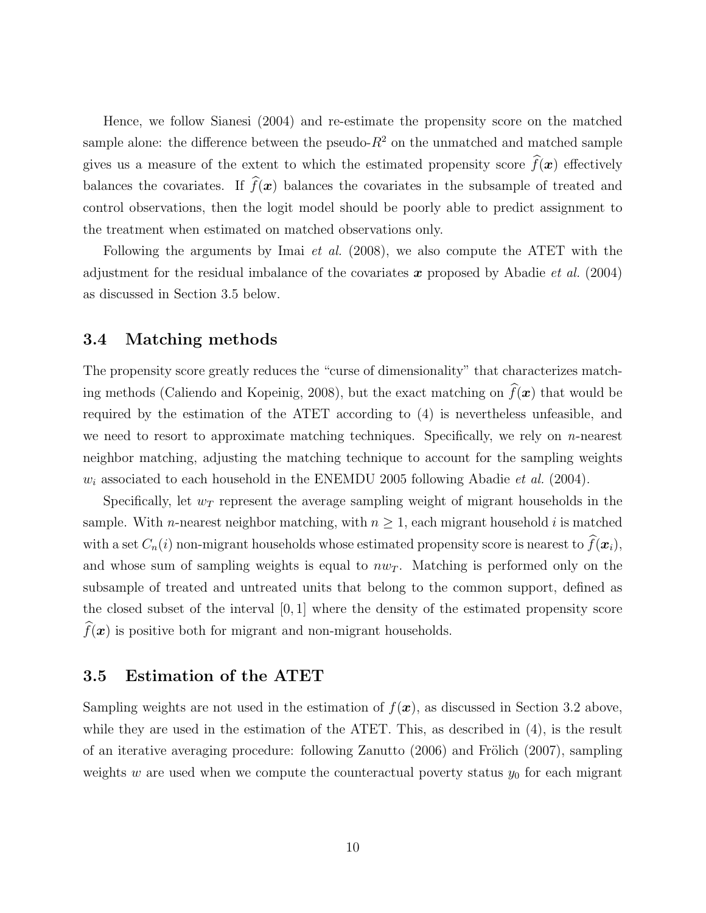Hence, we follow Sianesi (2004) and re-estimate the propensity score on the matched sample alone: the difference between the pseudo-$R^2$ on the unmatched and matched sample gives us a measure of the extent to which the estimated propensity score $\widehat{f}(\boldsymbol{x})$ effectively balances the covariates. If $\widehat{f}(\boldsymbol{x})$ balances the covariates in the subsample of treated and control observations, then the logit model should be poorly able to predict assignment to the treatment when estimated on matched observations only.

Following the arguments by Imai *et al.* (2008), we also compute the ATET with the adjustment for the residual imbalance of the covariates $\boldsymbol{x}$ proposed by Abadie *et al.* (2004) as discussed in Section 3.5 below.

### 3.4 Matching methods

The propensity score greatly reduces the "curse of dimensionality" that characterizes matching methods (Caliendo and Kopeinig, 2008), but the exact matching on $\widehat{f}(\boldsymbol{x})$ that would be required by the estimation of the ATET according to (4) is nevertheless unfeasible, and we need to resort to approximate matching techniques. Specifically, we rely on $n$-nearest neighbor matching, adjusting the matching technique to account for the sampling weights $w_i$ associated to each household in the ENEMDU 2005 following Abadie *et al.* (2004).

Specifically, let $w_T$ represent the average sampling weight of migrant households in the sample. With $n$-nearest neighbor matching, with $n \geq 1$, each migrant household $i$ is matched with a set $C_n(i)$ non-migrant households whose estimated propensity score is nearest to $\widehat{f}(\boldsymbol{x}_i)$, and whose sum of sampling weights is equal to $nw_T$. Matching is performed only on the subsample of treated and untreated units that belong to the common support, defined as the closed subset of the interval $[0, 1]$ where the density of the estimated propensity score $\widehat{f}(\boldsymbol{x})$ is positive both for migrant and non-migrant households.

### 3.5 Estimation of the ATET

Sampling weights are not used in the estimation of $f(\boldsymbol{x})$, as discussed in Section 3.2 above, while they are used in the estimation of the ATET. This, as described in (4), is the result of an iterative averaging procedure: following Zanutto (2006) and Frölich (2007), sampling weights $w$ are used when we compute the counteractual poverty status $y_0$ for each migrant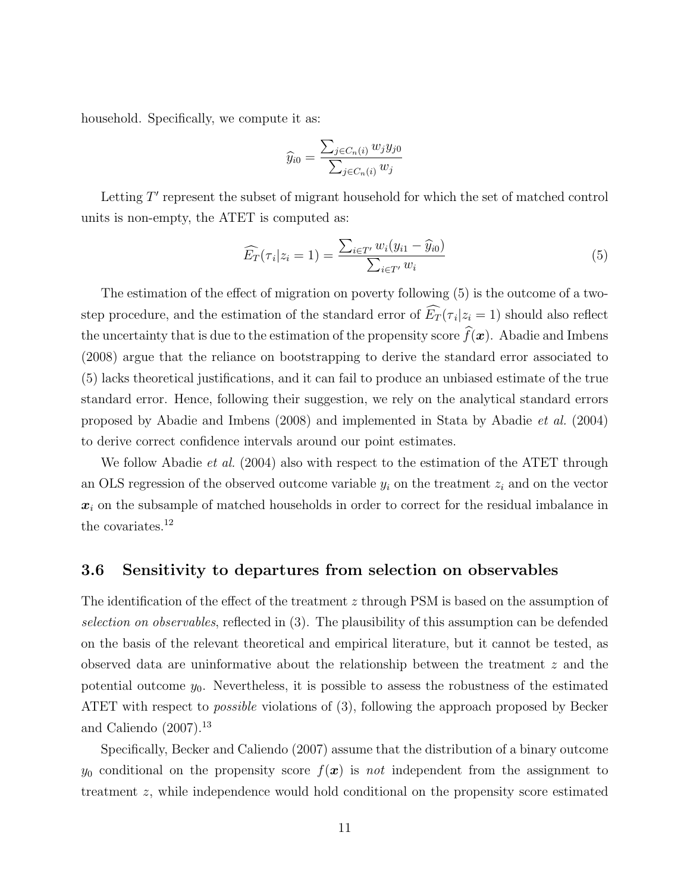household. Specifically, we compute it as:

$$\widehat{y}_{i0} = \frac{\sum_{j \in C_n(i)} w_j y_{j0}}{\sum_{j \in C_n(i)} w_j}$$

Letting $T'$ represent the subset of migrant household for which the set of matched control units is non-empty, the ATET is computed as:

$$\widehat{E_T}(\tau_i | z_i = 1) = \frac{\sum_{i \in T'} w_i (y_{i1} - \widehat{y}_{i0})}{\sum_{i \in T'} w_i} \tag{5}$$

The estimation of the effect of migration on poverty following (5) is the outcome of a two-step procedure, and the estimation of the standard error of $\widehat{E_T}(\tau_i|z_i = 1)$ should also reflect the uncertainty that is due to the estimation of the propensity score $\widehat{f}(\boldsymbol{x})$. Abadie and Imbens (2008) argue that the reliance on bootstrapping to derive the standard error associated to (5) lacks theoretical justifications, and it can fail to produce an unbiased estimate of the true standard error. Hence, following their suggestion, we rely on the analytical standard errors proposed by Abadie and Imbens (2008) and implemented in Stata by Abadie *et al.* (2004) to derive correct confidence intervals around our point estimates.

We follow Abadie *et al.* (2004) also with respect to the estimation of the ATET through an OLS regression of the observed outcome variable $y_i$ on the treatment $z_i$ and on the vector $\boldsymbol{x}_i$ on the subsample of matched households in order to correct for the residual imbalance in the covariates.[12]

### 3.6 Sensitivity to departures from selection on observables

The identification of the effect of the treatment $z$ through PSM is based on the assumption of *selection on observables*, reflected in (3). The plausibility of this assumption can be defended on the basis of the relevant theoretical and empirical literature, but it cannot be tested, as observed data are uninformative about the relationship between the treatment $z$ and the potential outcome $y_0$. Nevertheless, it is possible to assess the robustness of the estimated ATET with respect to *possible* violations of (3), following the approach proposed by Becker and Caliendo (2007).[13]

Specifically, Becker and Caliendo (2007) assume that the distribution of a binary outcome $y_0$ conditional on the propensity score $f(\boldsymbol{x})$ is *not* independent from the assignment to treatment $z$, while independence would hold conditional on the propensity score estimated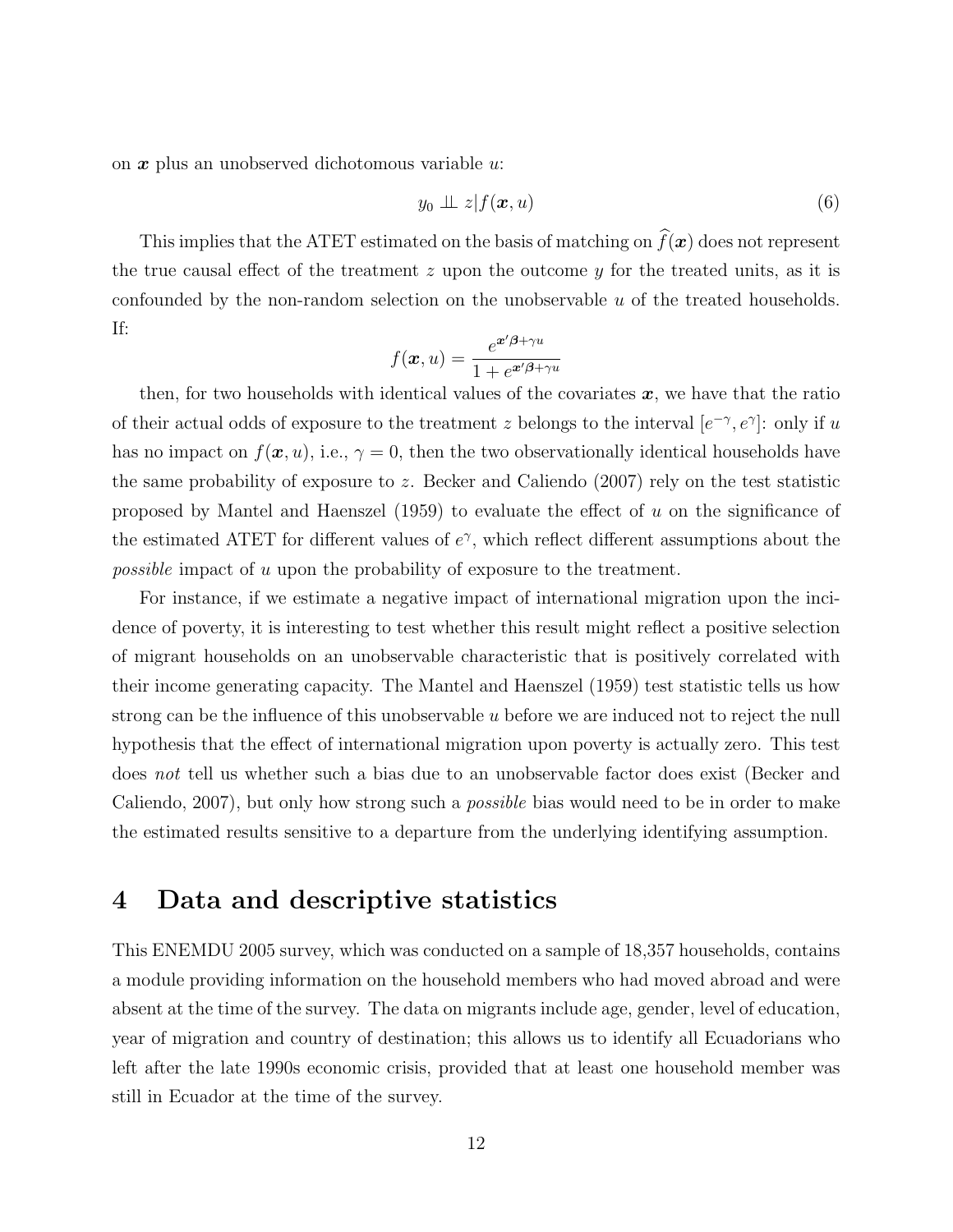on $\boldsymbol{x}$ plus an unobserved dichotomous variable $u$:

$$y_0 \perp\!\!\!\perp z | f(\boldsymbol{x}, u) \tag{6}$$

This implies that the ATET estimated on the basis of matching on $\widehat{f}(\boldsymbol{x})$ does not represent the true causal effect of the treatment $z$ upon the outcome $y$ for the treated units, as it is confounded by the non-random selection on the unobservable $u$ of the treated households. If:

$$f(\boldsymbol{x}, u) = \frac{e^{\boldsymbol{x}'\boldsymbol{\beta}+\gamma u}}{1+e^{\boldsymbol{x}'\boldsymbol{\beta}+\gamma u}}$$

then, for two households with identical values of the covariates $\boldsymbol{x}$, we have that the ratio of their actual odds of exposure to the treatment $z$ belongs to the interval $[e^{-\gamma}, e^{\gamma}]$: only if $u$ has no impact on $f(\boldsymbol{x}, u)$, i.e., $\gamma = 0$, then the two observationally identical households have the same probability of exposure to $z$. Becker and Caliendo (2007) rely on the test statistic proposed by Mantel and Haenszel (1959) to evaluate the effect of $u$ on the significance of the estimated ATET for different values of $e^{\gamma}$, which reflect different assumptions about the *possible* impact of $u$ upon the probability of exposure to the treatment.

For instance, if we estimate a negative impact of international migration upon the incidence of poverty, it is interesting to test whether this result might reflect a positive selection of migrant households on an unobservable characteristic that is positively correlated with their income generating capacity. The Mantel and Haenszel (1959) test statistic tells us how strong can be the influence of this unobservable $u$ before we are induced not to reject the null hypothesis that the effect of international migration upon poverty is actually zero. This test does *not* tell us whether such a bias due to an unobservable factor does exist (Becker and Caliendo, 2007), but only how strong such a *possible* bias would need to be in order to make the estimated results sensitive to a departure from the underlying identifying assumption.

## 4 Data and descriptive statistics

This ENEMDU 2005 survey, which was conducted on a sample of 18,357 households, contains a module providing information on the household members who had moved abroad and were absent at the time of the survey. The data on migrants include age, gender, level of education, year of migration and country of destination; this allows us to identify all Ecuadorians who left after the late 1990s economic crisis, provided that at least one household member was still in Ecuador at the time of the survey.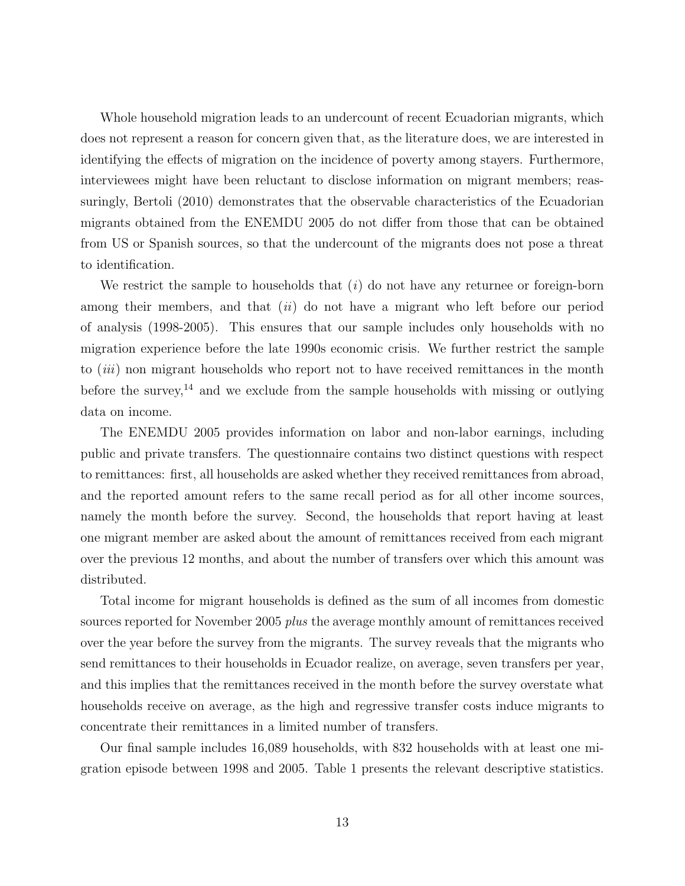Whole household migration leads to an undercount of recent Ecuadorian migrants, which does not represent a reason for concern given that, as the literature does, we are interested in identifying the effects of migration on the incidence of poverty among stayers. Furthermore, interviewees might have been reluctant to disclose information on migrant members; reassuringly, Bertoli (2010) demonstrates that the observable characteristics of the Ecuadorian migrants obtained from the ENEMDU 2005 do not differ from those that can be obtained from US or Spanish sources, so that the undercount of the migrants does not pose a threat to identification.

We restrict the sample to households that (*i*) do not have any returnee or foreign-born among their members, and that (*ii*) do not have a migrant who left before our period of analysis (1998-2005). This ensures that our sample includes only households with no migration experience before the late 1990s economic crisis. We further restrict the sample to (*iii*) non migrant households who report not to have received remittances in the month before the survey,[14] and we exclude from the sample households with missing or outlying data on income.

The ENEMDU 2005 provides information on labor and non-labor earnings, including public and private transfers. The questionnaire contains two distinct questions with respect to remittances: first, all households are asked whether they received remittances from abroad, and the reported amount refers to the same recall period as for all other income sources, namely the month before the survey. Second, the households that report having at least one migrant member are asked about the amount of remittances received from each migrant over the previous 12 months, and about the number of transfers over which this amount was distributed.

Total income for migrant households is defined as the sum of all incomes from domestic sources reported for November 2005 *plus* the average monthly amount of remittances received over the year before the survey from the migrants. The survey reveals that the migrants who send remittances to their households in Ecuador realize, on average, seven transfers per year, and this implies that the remittances received in the month before the survey overstate what households receive on average, as the high and regressive transfer costs induce migrants to concentrate their remittances in a limited number of transfers.

Our final sample includes 16,089 households, with 832 households with at least one migration episode between 1998 and 2005. Table 1 presents the relevant descriptive statistics.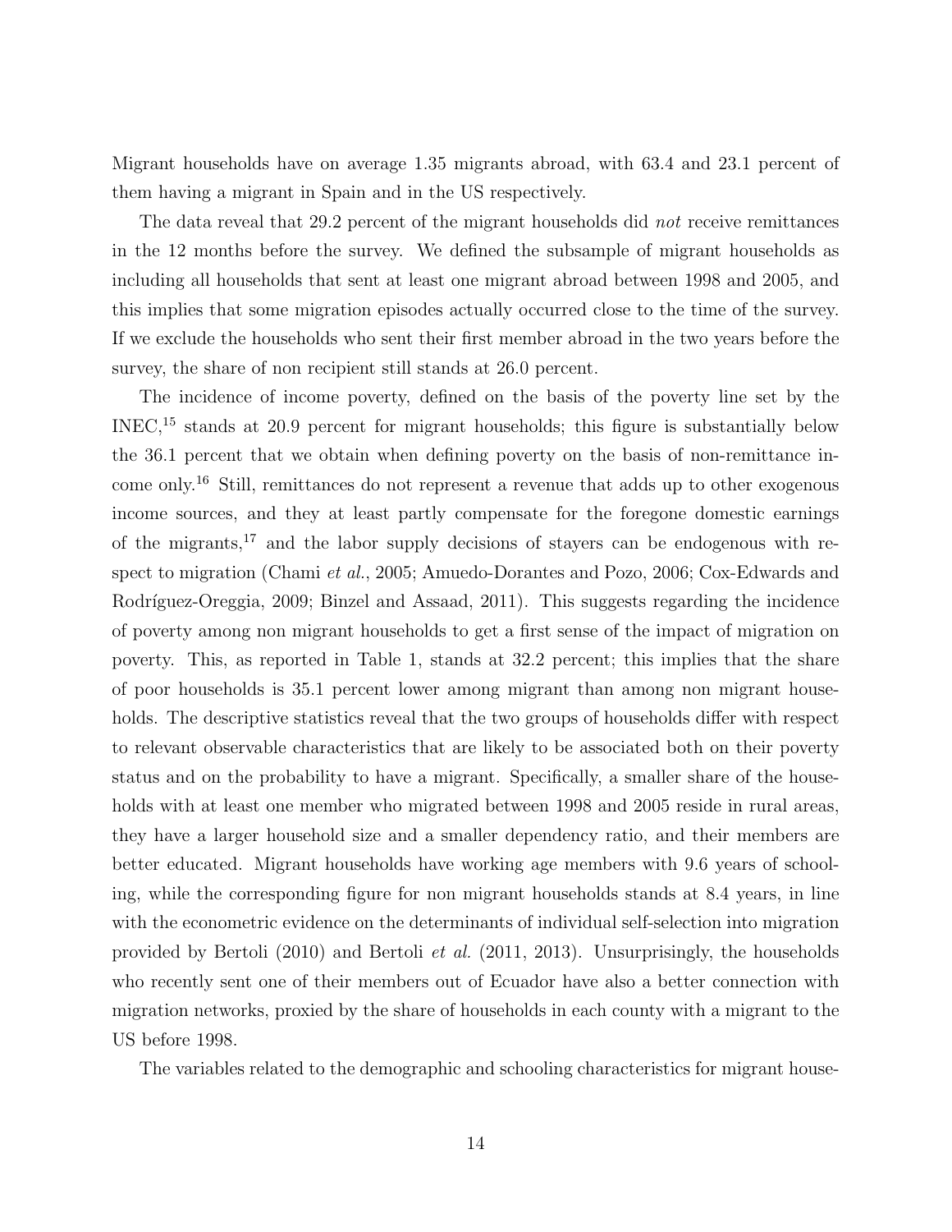Migrant households have on average 1.35 migrants abroad, with 63.4 and 23.1 percent of them having a migrant in Spain and in the US respectively.

The data reveal that 29.2 percent of the migrant households did *not* receive remittances in the 12 months before the survey. We defined the subsample of migrant households as including all households that sent at least one migrant abroad between 1998 and 2005, and this implies that some migration episodes actually occurred close to the time of the survey. If we exclude the households who sent their first member abroad in the two years before the survey, the share of non recipient still stands at 26.0 percent.

The incidence of income poverty, defined on the basis of the poverty line set by the INEC,[15] stands at 20.9 percent for migrant households; this figure is substantially below the 36.1 percent that we obtain when defining poverty on the basis of non-remittance income only.[16] Still, remittances do not represent a revenue that adds up to other exogenous income sources, and they at least partly compensate for the foregone domestic earnings of the migrants,[17] and the labor supply decisions of stayers can be endogenous with respect to migration (Chami *et al.*, 2005; Amuedo-Dorantes and Pozo, 2006; Cox-Edwards and Rodríguez-Oreggia, 2009; Binzel and Assaad, 2011). This suggests regarding the incidence of poverty among non migrant households to get a first sense of the impact of migration on poverty. This, as reported in Table 1, stands at 32.2 percent; this implies that the share of poor households is 35.1 percent lower among migrant than among non migrant households. The descriptive statistics reveal that the two groups of households differ with respect to relevant observable characteristics that are likely to be associated both on their poverty status and on the probability to have a migrant. Specifically, a smaller share of the households with at least one member who migrated between 1998 and 2005 reside in rural areas, they have a larger household size and a smaller dependency ratio, and their members are better educated. Migrant households have working age members with 9.6 years of schooling, while the corresponding figure for non migrant households stands at 8.4 years, in line with the econometric evidence on the determinants of individual self-selection into migration provided by Bertoli (2010) and Bertoli *et al.* (2011, 2013). Unsurprisingly, the households who recently sent one of their members out of Ecuador have also a better connection with migration networks, proxied by the share of households in each county with a migrant to the US before 1998.

The variables related to the demographic and schooling characteristics for migrant house-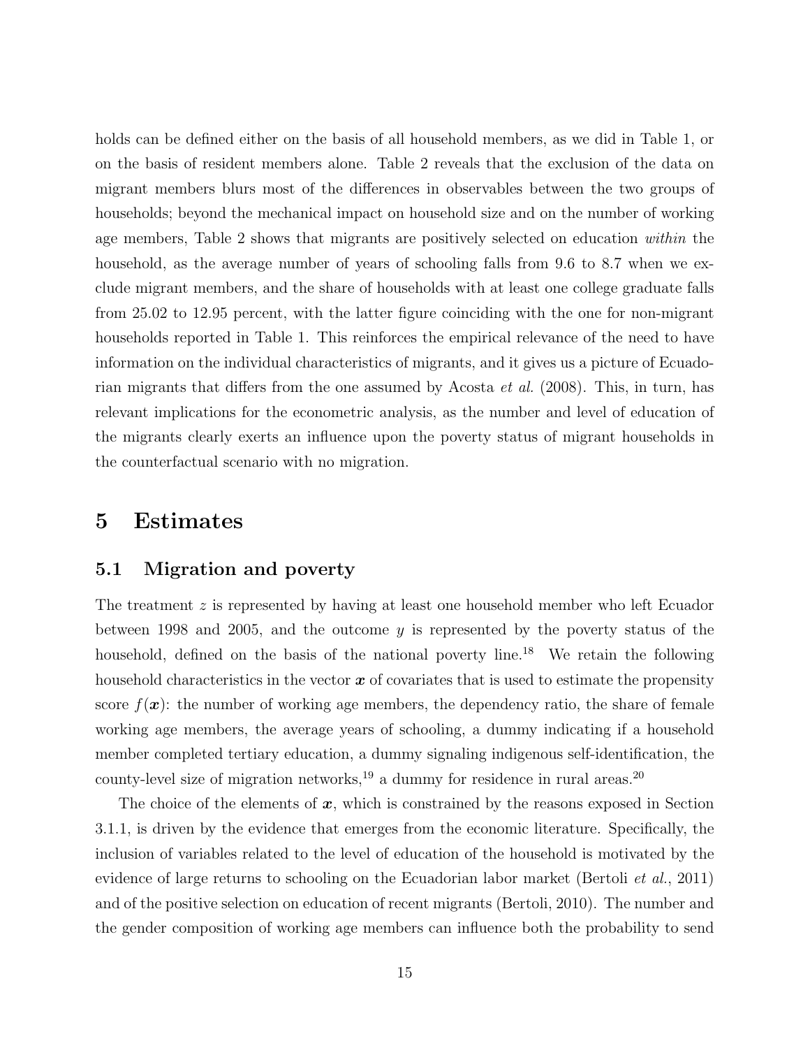holds can be defined either on the basis of all household members, as we did in Table 1, or on the basis of resident members alone. Table 2 reveals that the exclusion of the data on migrant members blurs most of the differences in observables between the two groups of households; beyond the mechanical impact on household size and on the number of working age members, Table 2 shows that migrants are positively selected on education *within* the household, as the average number of years of schooling falls from 9.6 to 8.7 when we exclude migrant members, and the share of households with at least one college graduate falls from 25.02 to 12.95 percent, with the latter figure coinciding with the one for non-migrant households reported in Table 1. This reinforces the empirical relevance of the need to have information on the individual characteristics of migrants, and it gives us a picture of Ecuadorian migrants that differs from the one assumed by Acosta *et al.* (2008). This, in turn, has relevant implications for the econometric analysis, as the number and level of education of the migrants clearly exerts an influence upon the poverty status of migrant households in the counterfactual scenario with no migration.

# 5 Estimates

## 5.1 Migration and poverty

The treatment $z$ is represented by having at least one household member who left Ecuador between 1998 and 2005, and the outcome $y$ is represented by the poverty status of the household, defined on the basis of the national poverty line.[18] We retain the following household characteristics in the vector $\boldsymbol{x}$ of covariates that is used to estimate the propensity score $f(\boldsymbol{x})$: the number of working age members, the dependency ratio, the share of female working age members, the average years of schooling, a dummy indicating if a household member completed tertiary education, a dummy signaling indigenous self-identification, the county-level size of migration networks,[19] a dummy for residence in rural areas.[20]

The choice of the elements of $\boldsymbol{x}$, which is constrained by the reasons exposed in Section 3.1.1, is driven by the evidence that emerges from the economic literature. Specifically, the inclusion of variables related to the level of education of the household is motivated by the evidence of large returns to schooling on the Ecuadorian labor market (Bertoli *et al.*, 2011) and of the positive selection on education of recent migrants (Bertoli, 2010). The number and the gender composition of working age members can influence both the probability to send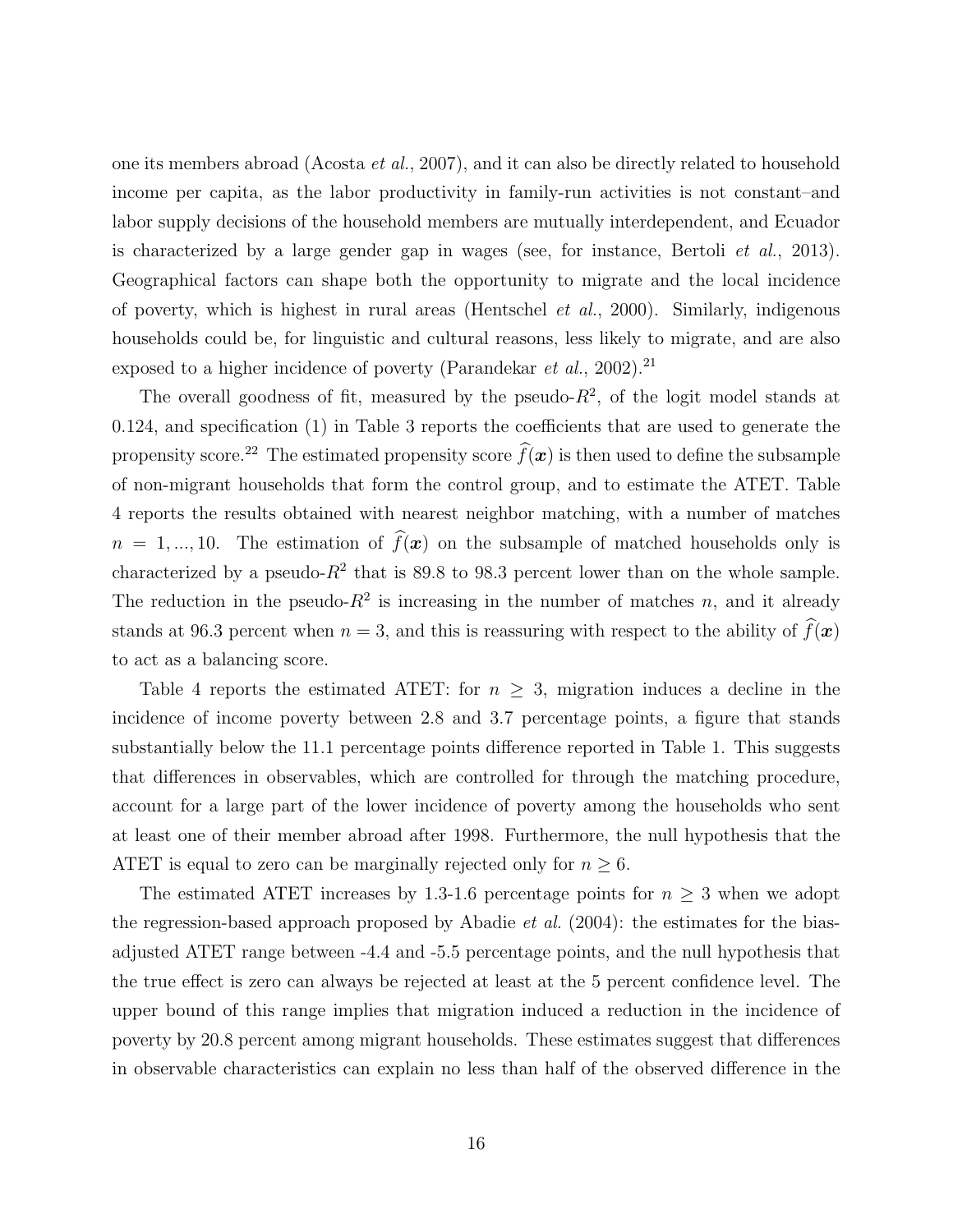one its members abroad (Acosta *et al.*, 2007), and it can also be directly related to household income per capita, as the labor productivity in family-run activities is not constant–and labor supply decisions of the household members are mutually interdependent, and Ecuador is characterized by a large gender gap in wages (see, for instance, Bertoli *et al.*, 2013). Geographical factors can shape both the opportunity to migrate and the local incidence of poverty, which is highest in rural areas (Hentschel *et al.*, 2000). Similarly, indigenous households could be, for linguistic and cultural reasons, less likely to migrate, and are also exposed to a higher incidence of poverty (Parandekar *et al.*, 2002).[21]

The overall goodness of fit, measured by the pseudo-$R^2$, of the logit model stands at 0.124, and specification (1) in Table 3 reports the coefficients that are used to generate the propensity score.[22] The estimated propensity score $\widehat{f}(\boldsymbol{x})$ is then used to define the subsample of non-migrant households that form the control group, and to estimate the ATET. Table 4 reports the results obtained with nearest neighbor matching, with a number of matches $n = 1, ..., 10$. The estimation of $\widehat{f}(\boldsymbol{x})$ on the subsample of matched households only is characterized by a pseudo-$R^2$ that is 89.8 to 98.3 percent lower than on the whole sample. The reduction in the pseudo-$R^2$ is increasing in the number of matches $n$, and it already stands at 96.3 percent when $n = 3$, and this is reassuring with respect to the ability of $\widehat{f}(\boldsymbol{x})$ to act as a balancing score.

Table 4 reports the estimated ATET: for $n \geq 3$, migration induces a decline in the incidence of income poverty between 2.8 and 3.7 percentage points, a figure that stands substantially below the 11.1 percentage points difference reported in Table 1. This suggests that differences in observables, which are controlled for through the matching procedure, account for a large part of the lower incidence of poverty among the households who sent at least one of their member abroad after 1998. Furthermore, the null hypothesis that the ATET is equal to zero can be marginally rejected only for $n \geq 6$.

The estimated ATET increases by 1.3-1.6 percentage points for $n \geq 3$ when we adopt the regression-based approach proposed by Abadie *et al.* (2004): the estimates for the bias-adjusted ATET range between -4.4 and -5.5 percentage points, and the null hypothesis that the true effect is zero can always be rejected at least at the 5 percent confidence level. The upper bound of this range implies that migration induced a reduction in the incidence of poverty by 20.8 percent among migrant households. These estimates suggest that differences in observable characteristics can explain no less than half of the observed difference in the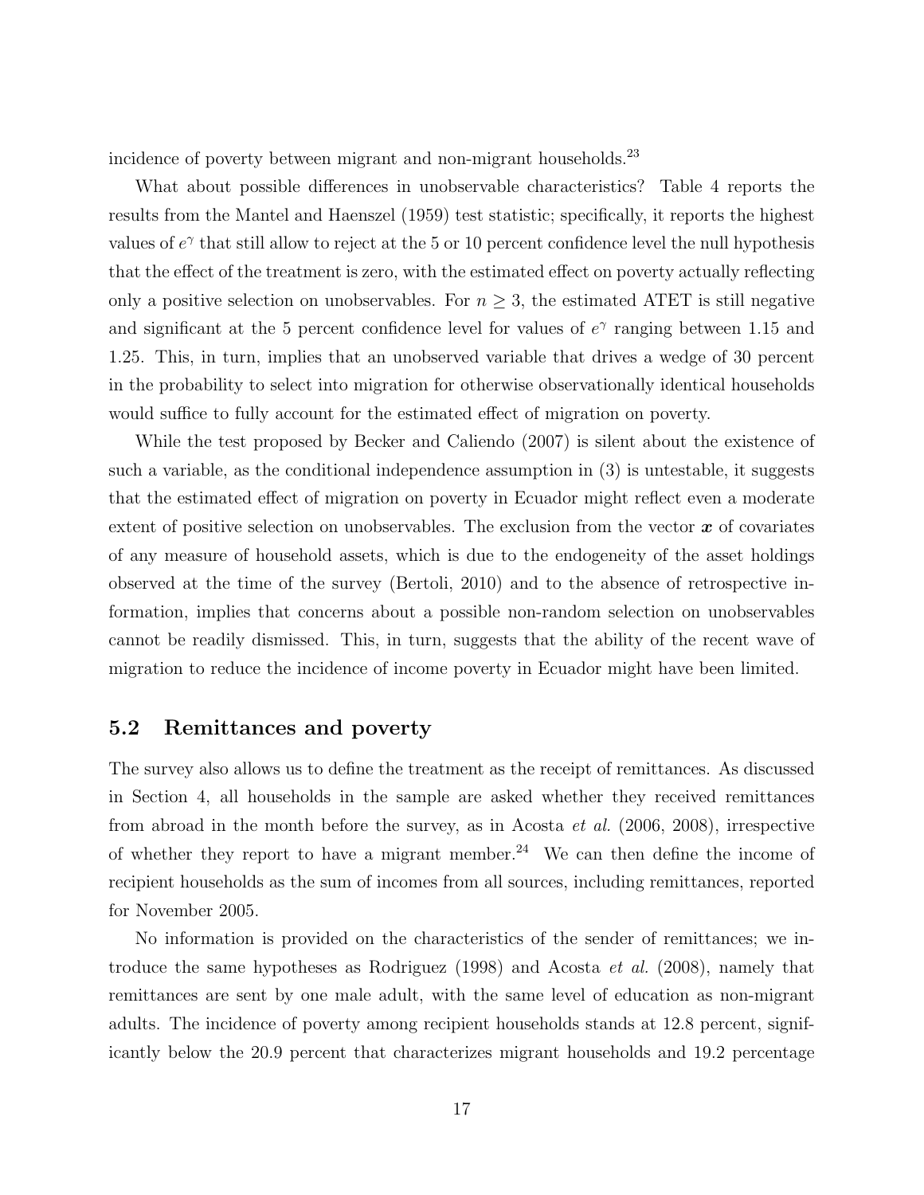incidence of poverty between migrant and non-migrant households.[23]

What about possible differences in unobservable characteristics? Table 4 reports the results from the Mantel and Haenszel (1959) test statistic; specifically, it reports the highest values of $e^{\gamma}$ that still allow to reject at the 5 or 10 percent confidence level the null hypothesis that the effect of the treatment is zero, with the estimated effect on poverty actually reflecting only a positive selection on unobservables. For $n \geq 3$, the estimated ATET is still negative and significant at the 5 percent confidence level for values of $e^{\gamma}$ ranging between 1.15 and 1.25. This, in turn, implies that an unobserved variable that drives a wedge of 30 percent in the probability to select into migration for otherwise observationally identical households would suffice to fully account for the estimated effect of migration on poverty.

While the test proposed by Becker and Caliendo (2007) is silent about the existence of such a variable, as the conditional independence assumption in (3) is untestable, it suggests that the estimated effect of migration on poverty in Ecuador might reflect even a moderate extent of positive selection on unobservables. The exclusion from the vector $\boldsymbol{x}$ of covariates of any measure of household assets, which is due to the endogeneity of the asset holdings observed at the time of the survey (Bertoli, 2010) and to the absence of retrospective information, implies that concerns about a possible non-random selection on unobservables cannot be readily dismissed. This, in turn, suggests that the ability of the recent wave of migration to reduce the incidence of income poverty in Ecuador might have been limited.

## 5.2 Remittances and poverty

The survey also allows us to define the treatment as the receipt of remittances. As discussed in Section 4, all households in the sample are asked whether they received remittances from abroad in the month before the survey, as in Acosta *et al.* (2006, 2008), irrespective of whether they report to have a migrant member.[24] We can then define the income of recipient households as the sum of incomes from all sources, including remittances, reported for November 2005.

No information is provided on the characteristics of the sender of remittances; we introduce the same hypotheses as Rodriguez (1998) and Acosta *et al.* (2008), namely that remittances are sent by one male adult, with the same level of education as non-migrant adults. The incidence of poverty among recipient households stands at 12.8 percent, significantly below the 20.9 percent that characterizes migrant households and 19.2 percentage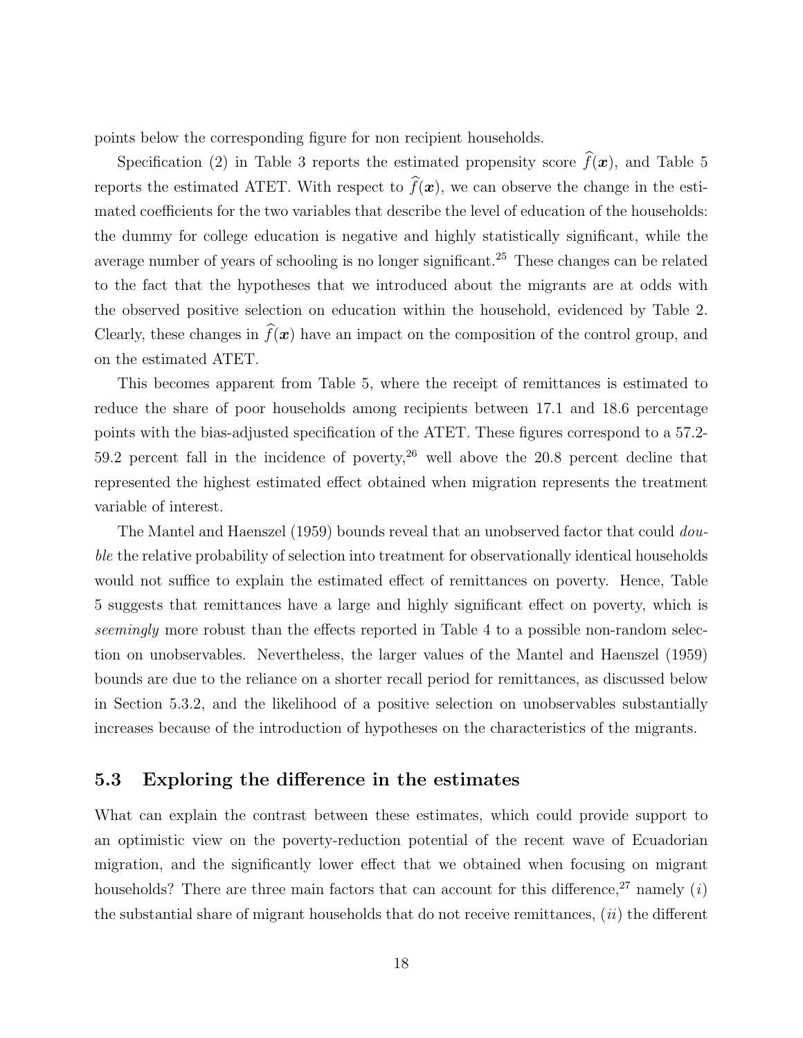points below the corresponding figure for non recipient households.

Specification (2) in Table 3 reports the estimated propensity score $\widehat{f}(\boldsymbol{x})$, and Table 5 reports the estimated ATET. With respect to $\widehat{f}(\boldsymbol{x})$, we can observe the change in the estimated coefficients for the two variables that describe the level of education of the households: the dummy for college education is negative and highly statistically significant, while the average number of years of schooling is no longer significant.[25] These changes can be related to the fact that the hypotheses that we introduced about the migrants are at odds with the observed positive selection on education within the household, evidenced by Table 2. Clearly, these changes in $\widehat{f}(\boldsymbol{x})$ have an impact on the composition of the control group, and on the estimated ATET.

This becomes apparent from Table 5, where the receipt of remittances is estimated to reduce the share of poor households among recipients between 17.1 and 18.6 percentage points with the bias-adjusted specification of the ATET. These figures correspond to a 57.2-59.2 percent fall in the incidence of poverty,[26] well above the 20.8 percent decline that represented the highest estimated effect obtained when migration represents the treatment variable of interest.

The Mantel and Haenszel (1959) bounds reveal that an unobserved factor that could *double* the relative probability of selection into treatment for observationally identical households would not suffice to explain the estimated effect of remittances on poverty. Hence, Table 5 suggests that remittances have a large and highly significant effect on poverty, which is *seemingly* more robust than the effects reported in Table 4 to a possible non-random selection on unobservables. Nevertheless, the larger values of the Mantel and Haenszel (1959) bounds are due to the reliance on a shorter recall period for remittances, as discussed below in Section 5.3.2, and the likelihood of a positive selection on unobservables substantially increases because of the introduction of hypotheses on the characteristics of the migrants.

## 5.3 Exploring the difference in the estimates

What can explain the contrast between these estimates, which could provide support to an optimistic view on the poverty-reduction potential of the recent wave of Ecuadorian migration, and the significantly lower effect that we obtained when focusing on migrant households? There are three main factors that can account for this difference,[27] namely (*i*) the substantial share of migrant households that do not receive remittances, (*ii*) the different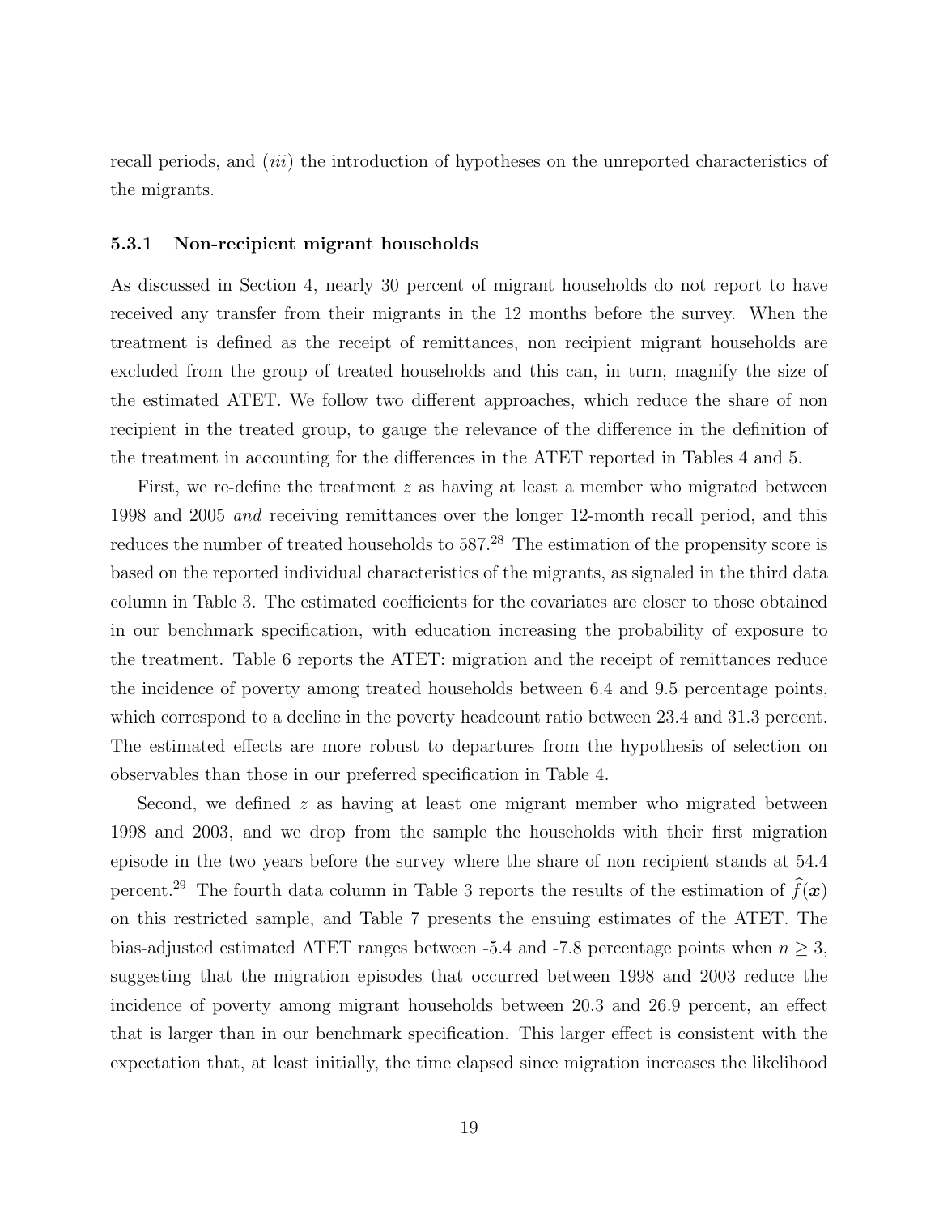recall periods, and (*iii*) the introduction of hypotheses on the unreported characteristics of the migrants.

### 5.3.1 Non-recipient migrant households

As discussed in Section 4, nearly 30 percent of migrant households do not report to have received any transfer from their migrants in the 12 months before the survey. When the treatment is defined as the receipt of remittances, non recipient migrant households are excluded from the group of treated households and this can, in turn, magnify the size of the estimated ATET. We follow two different approaches, which reduce the share of non recipient in the treated group, to gauge the relevance of the difference in the definition of the treatment in accounting for the differences in the ATET reported in Tables 4 and 5.

First, we re-define the treatment $z$ as having at least a member who migrated between 1998 and 2005 *and* receiving remittances over the longer 12-month recall period, and this reduces the number of treated households to 587.[28] The estimation of the propensity score is based on the reported individual characteristics of the migrants, as signaled in the third data column in Table 3. The estimated coefficients for the covariates are closer to those obtained in our benchmark specification, with education increasing the probability of exposure to the treatment. Table 6 reports the ATET: migration and the receipt of remittances reduce the incidence of poverty among treated households between 6.4 and 9.5 percentage points, which correspond to a decline in the poverty headcount ratio between 23.4 and 31.3 percent. The estimated effects are more robust to departures from the hypothesis of selection on observables than those in our preferred specification in Table 4.

Second, we defined $z$ as having at least one migrant member who migrated between 1998 and 2003, and we drop from the sample the households with their first migration episode in the two years before the survey where the share of non recipient stands at 54.4 percent.[29] The fourth data column in Table 3 reports the results of the estimation of $\widehat{f}(\boldsymbol{x})$ on this restricted sample, and Table 7 presents the ensuing estimates of the ATET. The bias-adjusted estimated ATET ranges between -5.4 and -7.8 percentage points when $n \geq 3$, suggesting that the migration episodes that occurred between 1998 and 2003 reduce the incidence of poverty among migrant households between 20.3 and 26.9 percent, an effect that is larger than in our benchmark specification. This larger effect is consistent with the expectation that, at least initially, the time elapsed since migration increases the likelihood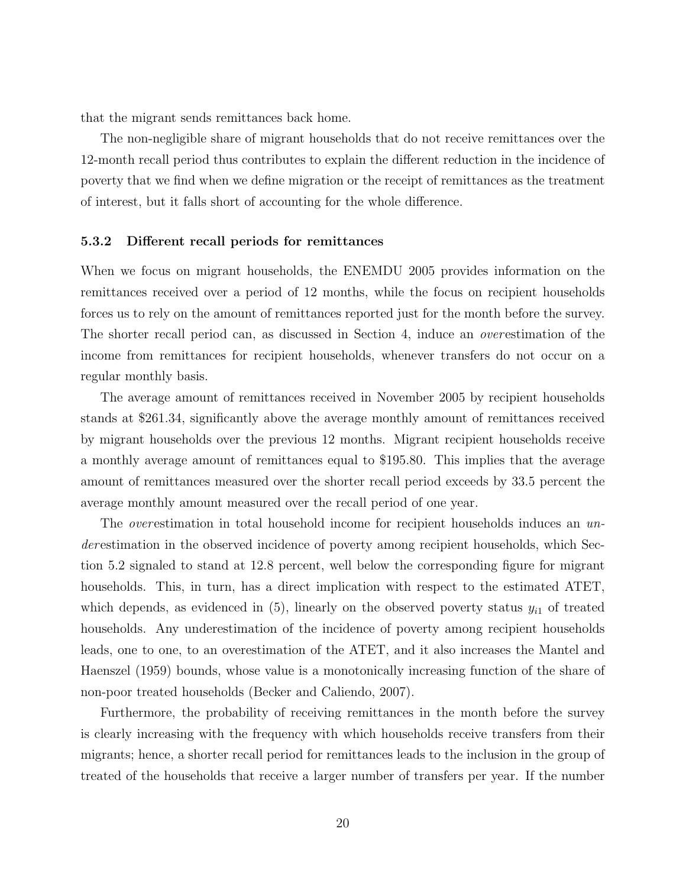that the migrant sends remittances back home.

The non-negligible share of migrant households that do not receive remittances over the 12-month recall period thus contributes to explain the different reduction in the incidence of poverty that we find when we define migration or the receipt of remittances as the treatment of interest, but it falls short of accounting for the whole difference.

### 5.3.2 Different recall periods for remittances

When we focus on migrant households, the ENEMDU 2005 provides information on the remittances received over a period of 12 months, while the focus on recipient households forces us to rely on the amount of remittances reported just for the month before the survey. The shorter recall period can, as discussed in Section 4, induce an *over*estimation of the income from remittances for recipient households, whenever transfers do not occur on a regular monthly basis.

The average amount of remittances received in November 2005 by recipient households stands at \$261.34, significantly above the average monthly amount of remittances received by migrant households over the previous 12 months. Migrant recipient households receive a monthly average amount of remittances equal to \$195.80. This implies that the average amount of remittances measured over the shorter recall period exceeds by 33.5 percent the average monthly amount measured over the recall period of one year.

The *over*estimation in total household income for recipient households induces an *under*estimation in the observed incidence of poverty among recipient households, which Section 5.2 signaled to stand at 12.8 percent, well below the corresponding figure for migrant households. This, in turn, has a direct implication with respect to the estimated ATET, which depends, as evidenced in (5), linearly on the observed poverty status $y_{i1}$ of treated households. Any underestimation of the incidence of poverty among recipient households leads, one to one, to an overestimation of the ATET, and it also increases the Mantel and Haenszel (1959) bounds, whose value is a monotonically increasing function of the share of non-poor treated households (Becker and Caliendo, 2007).

Furthermore, the probability of receiving remittances in the month before the survey is clearly increasing with the frequency with which households receive transfers from their migrants; hence, a shorter recall period for remittances leads to the inclusion in the group of treated of the households that receive a larger number of transfers per year. If the number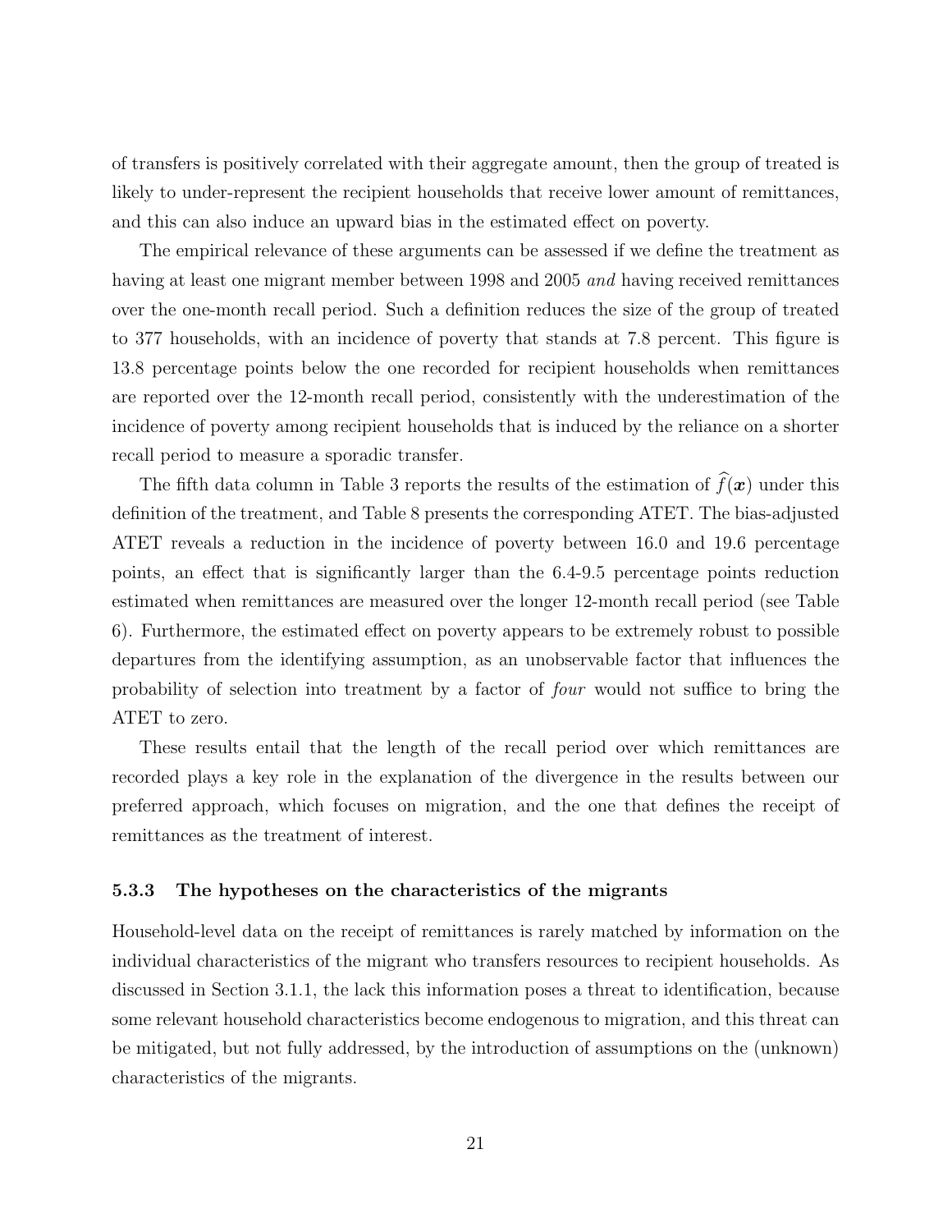of transfers is positively correlated with their aggregate amount, then the group of treated is likely to under-represent the recipient households that receive lower amount of remittances, and this can also induce an upward bias in the estimated effect on poverty.

The empirical relevance of these arguments can be assessed if we define the treatment as having at least one migrant member between 1998 and 2005 *and* having received remittances over the one-month recall period. Such a definition reduces the size of the group of treated to 377 households, with an incidence of poverty that stands at 7.8 percent. This figure is 13.8 percentage points below the one recorded for recipient households when remittances are reported over the 12-month recall period, consistently with the underestimation of the incidence of poverty among recipient households that is induced by the reliance on a shorter recall period to measure a sporadic transfer.

The fifth data column in Table 3 reports the results of the estimation of $\widehat{f}(\boldsymbol{x})$ under this definition of the treatment, and Table 8 presents the corresponding ATET. The bias-adjusted ATET reveals a reduction in the incidence of poverty between 16.0 and 19.6 percentage points, an effect that is significantly larger than the 6.4-9.5 percentage points reduction estimated when remittances are measured over the longer 12-month recall period (see Table 6). Furthermore, the estimated effect on poverty appears to be extremely robust to possible departures from the identifying assumption, as an unobservable factor that influences the probability of selection into treatment by a factor of *four* would not suffice to bring the ATET to zero.

These results entail that the length of the recall period over which remittances are recorded plays a key role in the explanation of the divergence in the results between our preferred approach, which focuses on migration, and the one that defines the receipt of remittances as the treatment of interest.

### 5.3.3 The hypotheses on the characteristics of the migrants

Household-level data on the receipt of remittances is rarely matched by information on the individual characteristics of the migrant who transfers resources to recipient households. As discussed in Section 3.1.1, the lack this information poses a threat to identification, because some relevant household characteristics become endogenous to migration, and this threat can be mitigated, but not fully addressed, by the introduction of assumptions on the (unknown) characteristics of the migrants.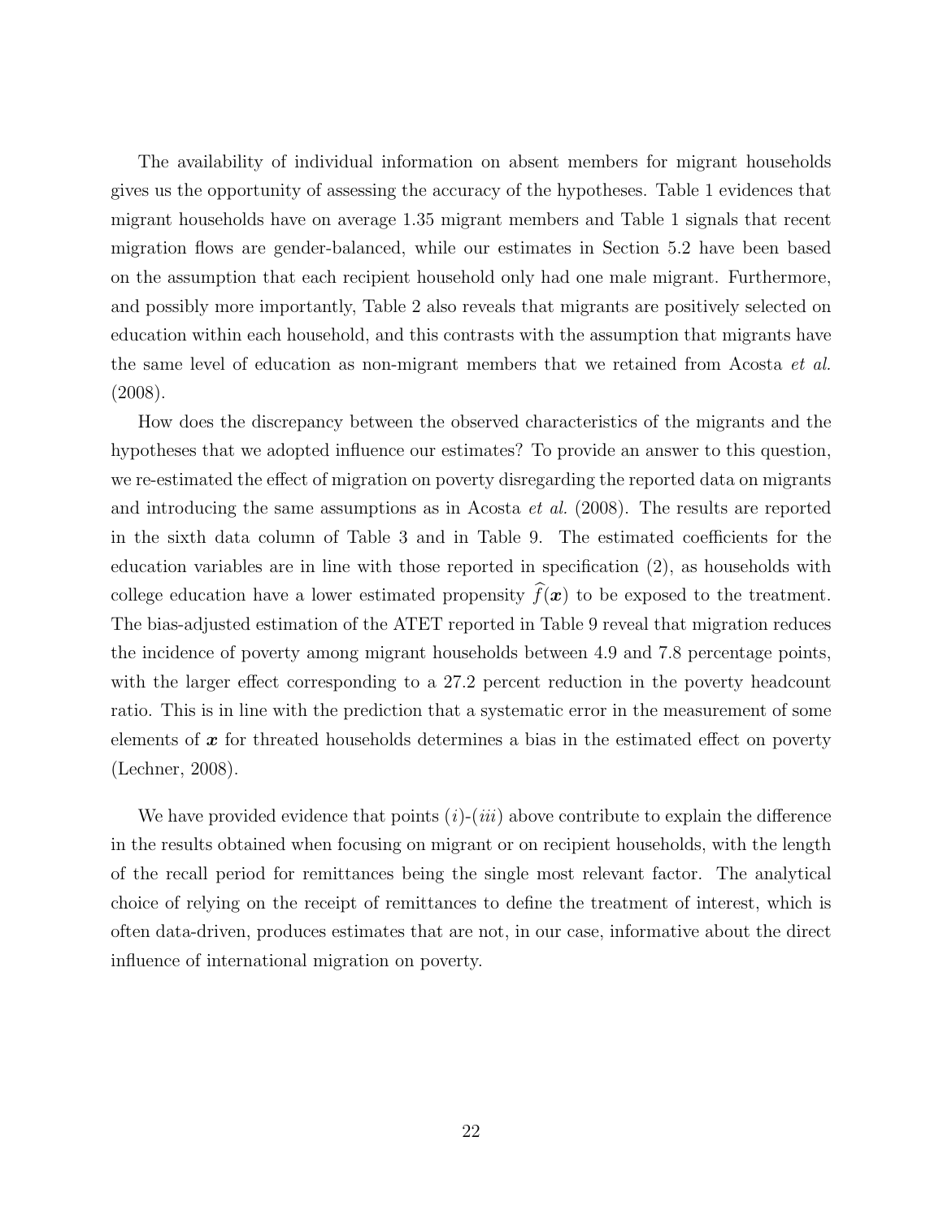The availability of individual information on absent members for migrant households gives us the opportunity of assessing the accuracy of the hypotheses. Table 1 evidences that migrant households have on average 1.35 migrant members and Table 1 signals that recent migration flows are gender-balanced, while our estimates in Section 5.2 have been based on the assumption that each recipient household only had one male migrant. Furthermore, and possibly more importantly, Table 2 also reveals that migrants are positively selected on education within each household, and this contrasts with the assumption that migrants have the same level of education as non-migrant members that we retained from Acosta *et al.* (2008).

How does the discrepancy between the observed characteristics of the migrants and the hypotheses that we adopted influence our estimates? To provide an answer to this question, we re-estimated the effect of migration on poverty disregarding the reported data on migrants and introducing the same assumptions as in Acosta *et al.* (2008). The results are reported in the sixth data column of Table 3 and in Table 9. The estimated coefficients for the education variables are in line with those reported in specification (2), as households with college education have a lower estimated propensity $\widehat{f}(\boldsymbol{x})$ to be exposed to the treatment. The bias-adjusted estimation of the ATET reported in Table 9 reveal that migration reduces the incidence of poverty among migrant households between 4.9 and 7.8 percentage points, with the larger effect corresponding to a 27.2 percent reduction in the poverty headcount ratio. This is in line with the prediction that a systematic error in the measurement of some elements of $\boldsymbol{x}$ for threated households determines a bias in the estimated effect on poverty (Lechner, 2008).

We have provided evidence that points (*i*)-(*iii*) above contribute to explain the difference in the results obtained when focusing on migrant or on recipient households, with the length of the recall period for remittances being the single most relevant factor. The analytical choice of relying on the receipt of remittances to define the treatment of interest, which is often data-driven, produces estimates that are not, in our case, informative about the direct influence of international migration on poverty.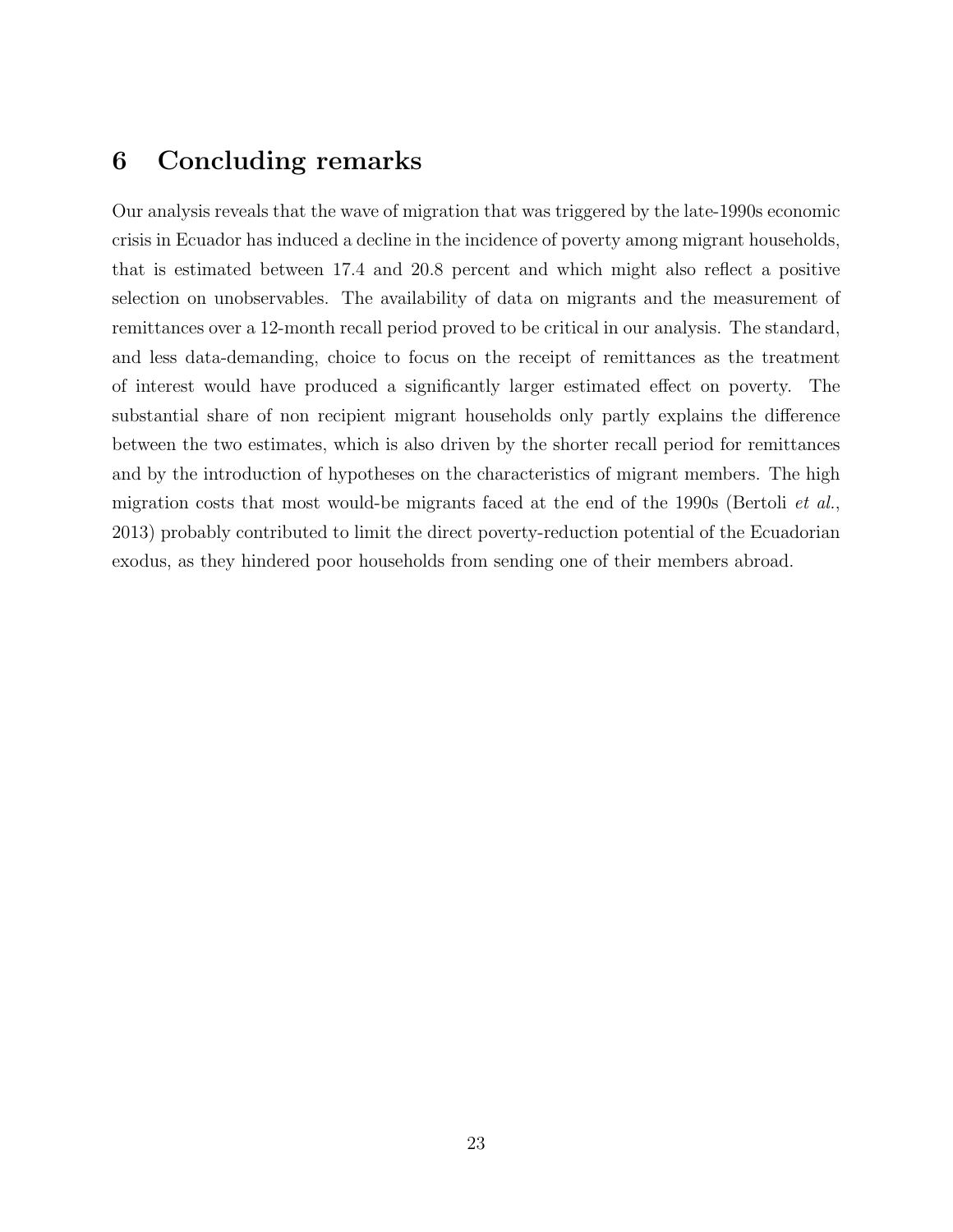## 6 Concluding remarks

Our analysis reveals that the wave of migration that was triggered by the late-1990s economic crisis in Ecuador has induced a decline in the incidence of poverty among migrant households, that is estimated between 17.4 and 20.8 percent and which might also reflect a positive selection on unobservables. The availability of data on migrants and the measurement of remittances over a 12-month recall period proved to be critical in our analysis. The standard, and less data-demanding, choice to focus on the receipt of remittances as the treatment of interest would have produced a significantly larger estimated effect on poverty. The substantial share of non recipient migrant households only partly explains the difference between the two estimates, which is also driven by the shorter recall period for remittances and by the introduction of hypotheses on the characteristics of migrant members. The high migration costs that most would-be migrants faced at the end of the 1990s (Bertoli *et al.*, 2013) probably contributed to limit the direct poverty-reduction potential of the Ecuadorian exodus, as they hindered poor households from sending one of their members abroad.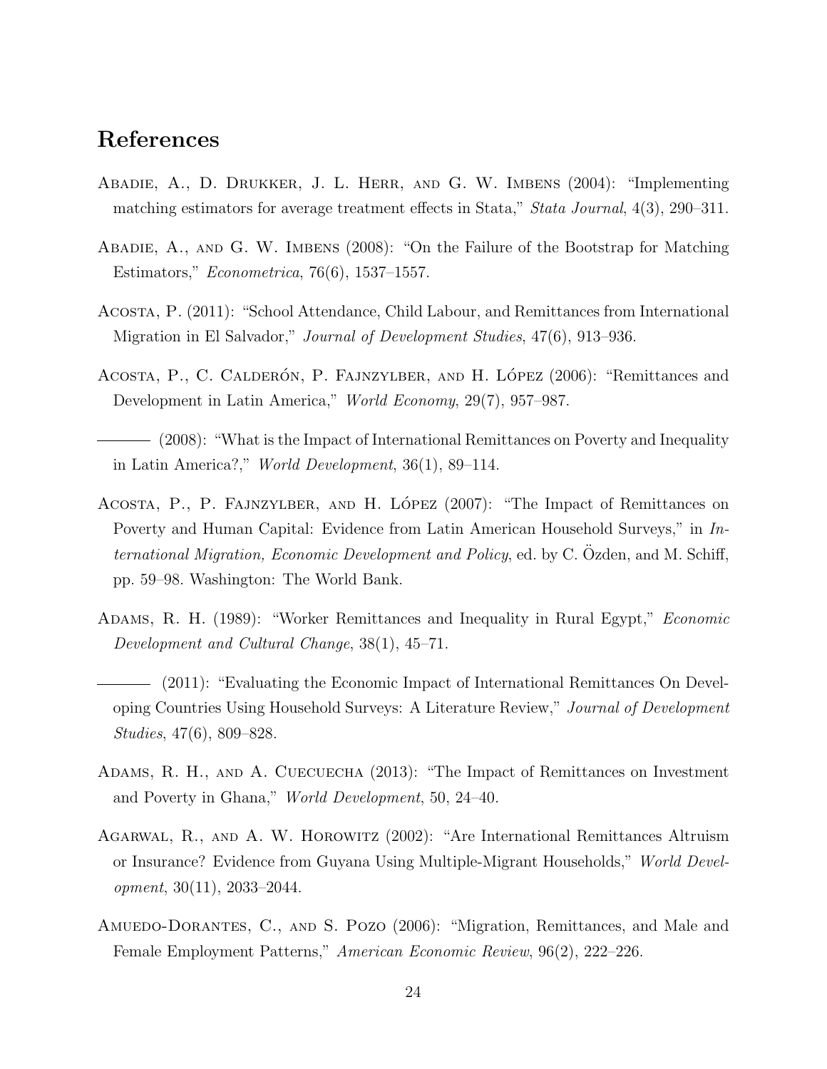# References

Abadie, A., D. Drukker, J. L. Herr, and G. W. Imbens (2004): "Implementing matching estimators for average treatment effects in Stata," *Stata Journal*, 4(3), 290–311.

Abadie, A., and G. W. Imbens (2008): "On the Failure of the Bootstrap for Matching Estimators," *Econometrica*, 76(6), 1537–1557.

Acosta, P. (2011): "School Attendance, Child Labour, and Remittances from International Migration in El Salvador," *Journal of Development Studies*, 47(6), 913–936.

Acosta, P., C. Calderón, P. Fajnzylber, and H. López (2006): "Remittances and Development in Latin America," *World Economy*, 29(7), 957–987.

——— (2008): "What is the Impact of International Remittances on Poverty and Inequality in Latin America?," *World Development*, 36(1), 89–114.

Acosta, P., P. Fajnzylber, and H. López (2007): "The Impact of Remittances on Poverty and Human Capital: Evidence from Latin American Household Surveys," in *International Migration, Economic Development and Policy*, ed. by C. Özden, and M. Schiff, pp. 59–98. Washington: The World Bank.

Adams, R. H. (1989): "Worker Remittances and Inequality in Rural Egypt," *Economic Development and Cultural Change*, 38(1), 45–71.

——— (2011): "Evaluating the Economic Impact of International Remittances On Developing Countries Using Household Surveys: A Literature Review," *Journal of Development Studies*, 47(6), 809–828.

Adams, R. H., and A. Cuecuecha (2013): "The Impact of Remittances on Investment and Poverty in Ghana," *World Development*, 50, 24–40.

Agarwal, R., and A. W. Horowitz (2002): "Are International Remittances Altruism or Insurance? Evidence from Guyana Using Multiple-Migrant Households," *World Development*, 30(11), 2033–2044.

Amuedo-Dorantes, C., and S. Pozo (2006): "Migration, Remittances, and Male and Female Employment Patterns," *American Economic Review*, 96(2), 222–226.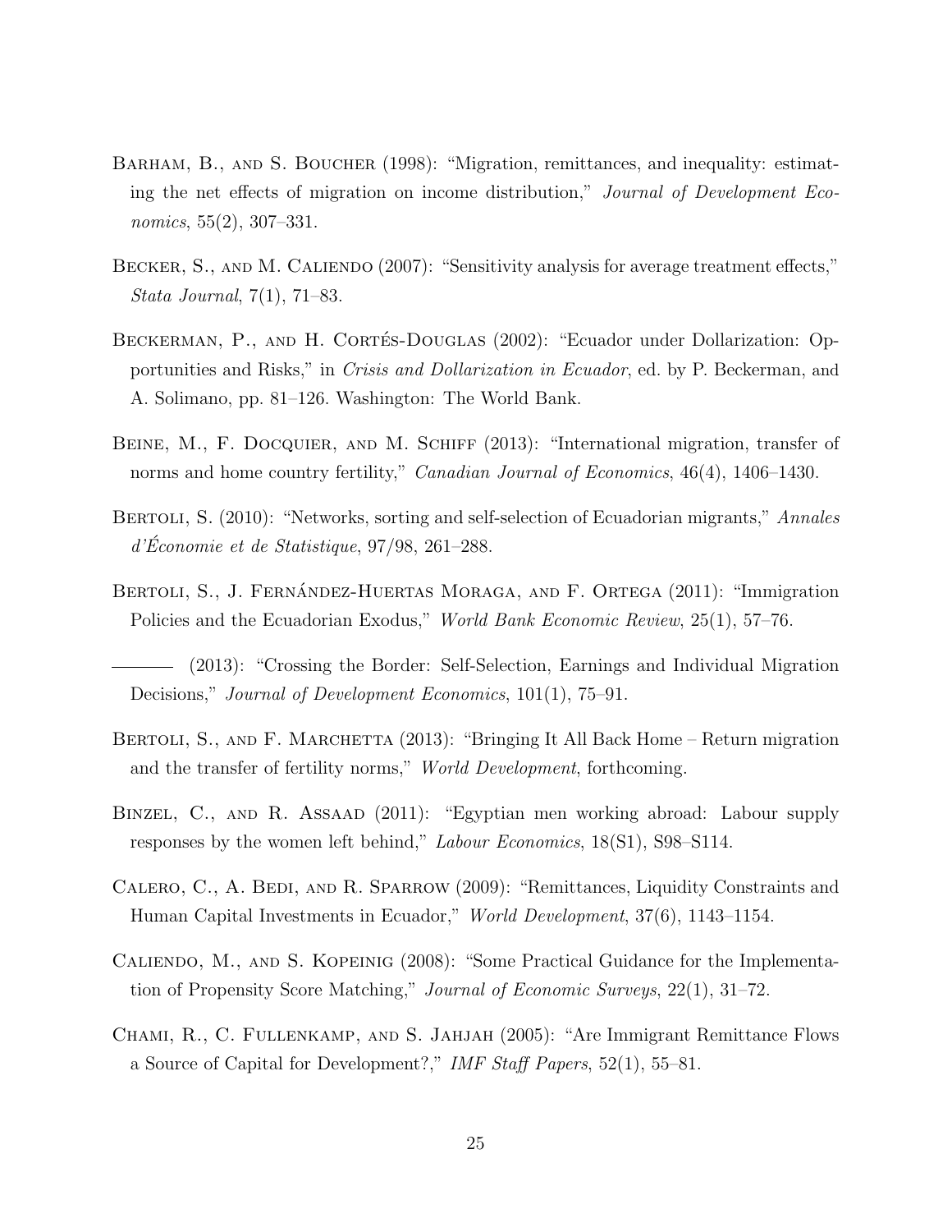Barham, B., and S. Boucher (1998): "Migration, remittances, and inequality: estimating the net effects of migration on income distribution," *Journal of Development Economics*, 55(2), 307–331.

Becker, S., and M. Caliendo (2007): "Sensitivity analysis for average treatment effects," *Stata Journal*, 7(1), 71–83.

Beckerman, P., and H. Cortés-Douglas (2002): "Ecuador under Dollarization: Opportunities and Risks," in *Crisis and Dollarization in Ecuador*, ed. by P. Beckerman, and A. Solimano, pp. 81–126. Washington: The World Bank.

Beine, M., F. Docquier, and M. Schiff (2013): "International migration, transfer of norms and home country fertility," *Canadian Journal of Economics*, 46(4), 1406–1430.

Bertoli, S. (2010): "Networks, sorting and self-selection of Ecuadorian migrants," *Annales d'Économie et de Statistique*, 97/98, 261–288.

Bertoli, S., J. Fernández-Huertas Moraga, and F. Ortega (2011): "Immigration Policies and the Ecuadorian Exodus," *World Bank Economic Review*, 25(1), 57–76.

——— (2013): "Crossing the Border: Self-Selection, Earnings and Individual Migration Decisions," *Journal of Development Economics*, 101(1), 75–91.

Bertoli, S., and F. Marchetta (2013): "Bringing It All Back Home – Return migration and the transfer of fertility norms," *World Development*, forthcoming.

Binzel, C., and R. Assaad (2011): "Egyptian men working abroad: Labour supply responses by the women left behind," *Labour Economics*, 18(S1), S98–S114.

Calero, C., A. Bedi, and R. Sparrow (2009): "Remittances, Liquidity Constraints and Human Capital Investments in Ecuador," *World Development*, 37(6), 1143–1154.

Caliendo, M., and S. Kopeinig (2008): "Some Practical Guidance for the Implementation of Propensity Score Matching," *Journal of Economic Surveys*, 22(1), 31–72.

Chami, R., C. Fullenkamp, and S. Jahjah (2005): "Are Immigrant Remittance Flows a Source of Capital for Development?," *IMF Staff Papers*, 52(1), 55–81.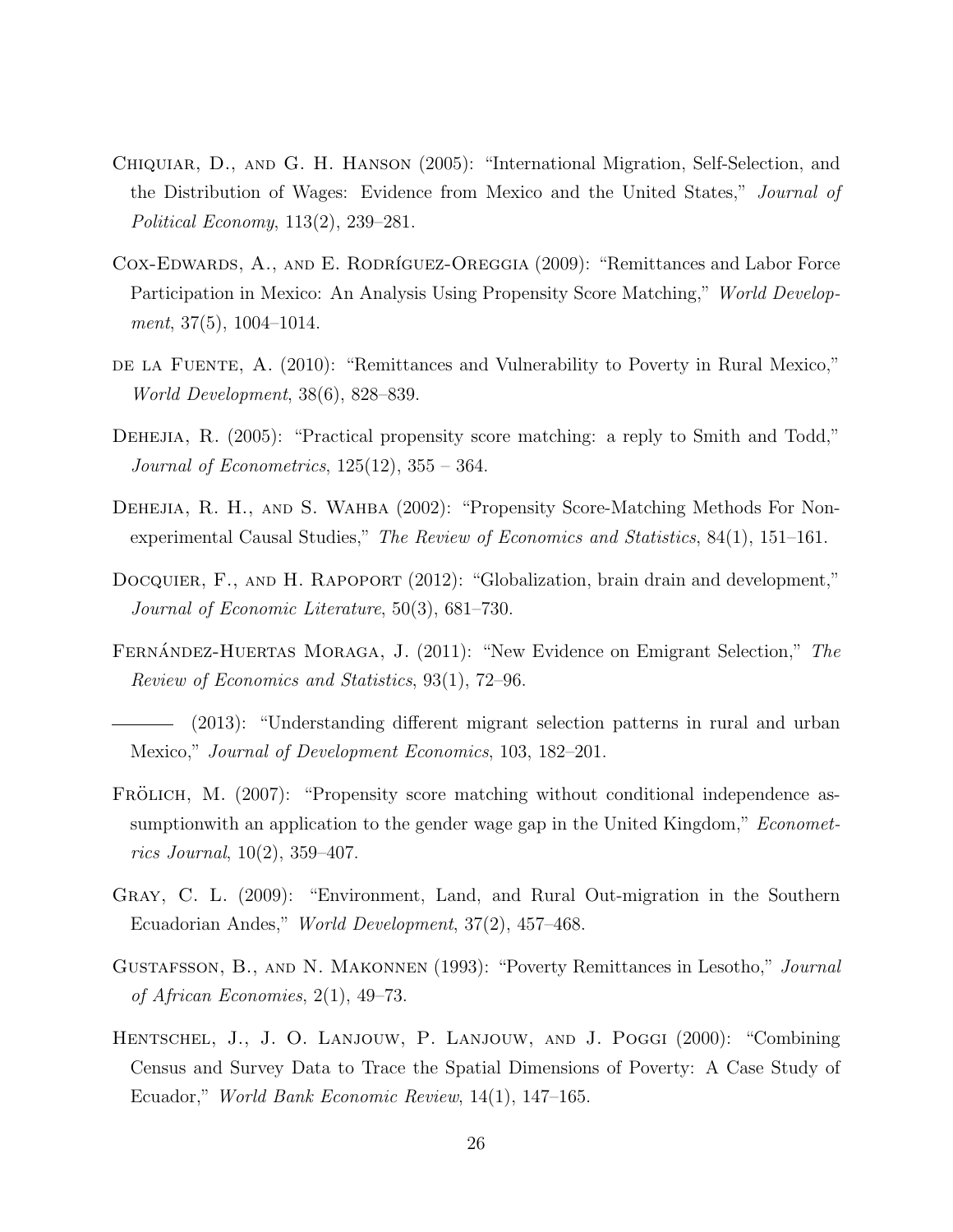Chiquiar, D., and G. H. Hanson (2005): "International Migration, Self-Selection, and the Distribution of Wages: Evidence from Mexico and the United States," *Journal of Political Economy*, 113(2), 239–281.

Cox-Edwards, A., and E. Rodríguez-Oreggia (2009): "Remittances and Labor Force Participation in Mexico: An Analysis Using Propensity Score Matching," *World Development*, 37(5), 1004–1014.

de la Fuente, A. (2010): "Remittances and Vulnerability to Poverty in Rural Mexico," *World Development*, 38(6), 828–839.

Dehejia, R. (2005): "Practical propensity score matching: a reply to Smith and Todd," *Journal of Econometrics*, 125(12), 355 – 364.

Dehejia, R. H., and S. Wahba (2002): "Propensity Score-Matching Methods For Non-experimental Causal Studies," *The Review of Economics and Statistics*, 84(1), 151–161.

Docquier, F., and H. Rapoport (2012): "Globalization, brain drain and development," *Journal of Economic Literature*, 50(3), 681–730.

Fernández-Huertas Moraga, J. (2011): "New Evidence on Emigrant Selection," *The Review of Economics and Statistics*, 93(1), 72–96.

——— (2013): "Understanding different migrant selection patterns in rural and urban Mexico," *Journal of Development Economics*, 103, 182–201.

Frölich, M. (2007): "Propensity score matching without conditional independence assumptionwith an application to the gender wage gap in the United Kingdom," *Econometrics Journal*, 10(2), 359–407.

Gray, C. L. (2009): "Environment, Land, and Rural Out-migration in the Southern Ecuadorian Andes," *World Development*, 37(2), 457–468.

Gustafsson, B., and N. Makonnen (1993): "Poverty Remittances in Lesotho," *Journal of African Economies*, 2(1), 49–73.

Hentschel, J., J. O. Lanjouw, P. Lanjouw, and J. Poggi (2000): "Combining Census and Survey Data to Trace the Spatial Dimensions of Poverty: A Case Study of Ecuador," *World Bank Economic Review*, 14(1), 147–165.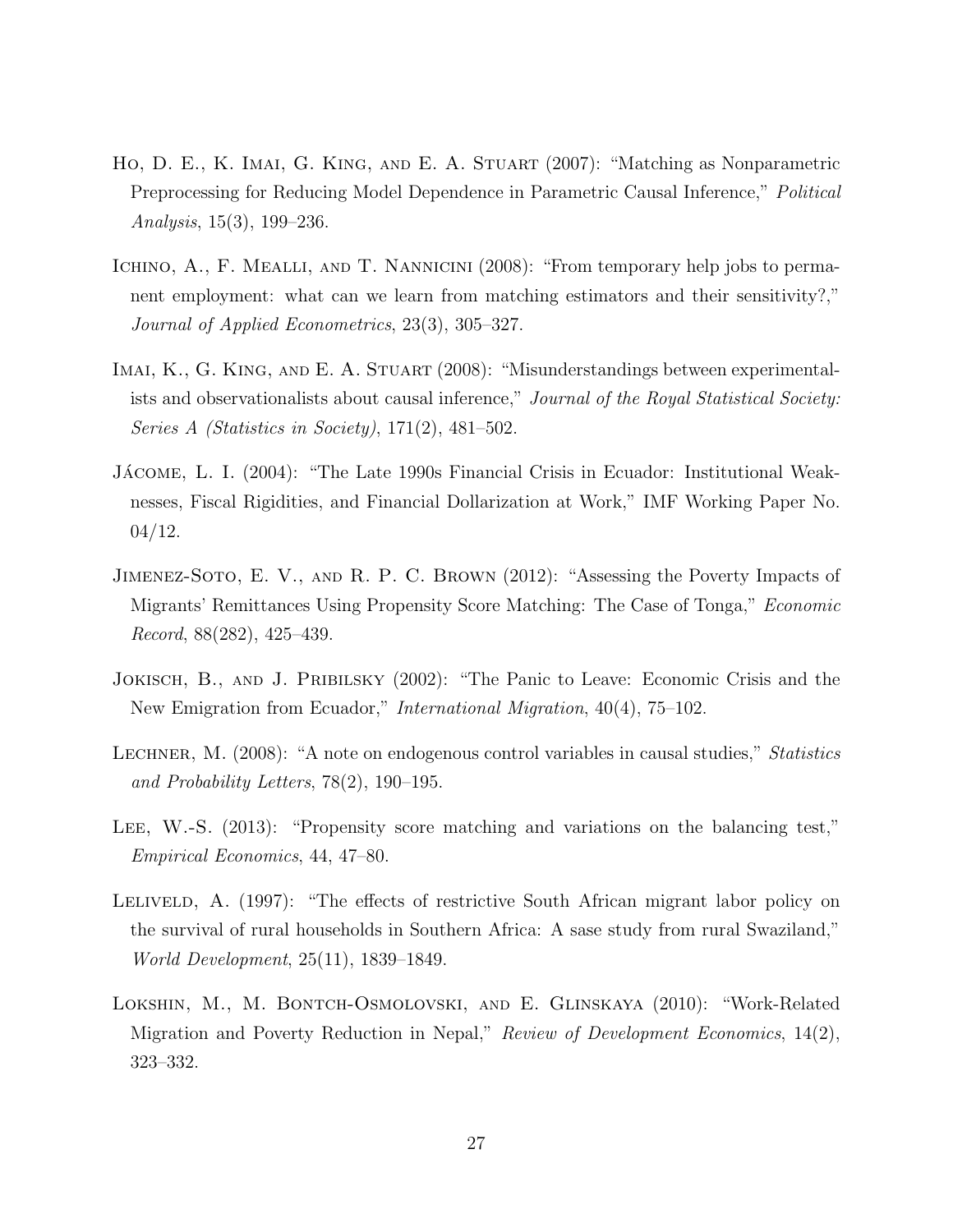Ho, D. E., K. Imai, G. King, and E. A. Stuart (2007): "Matching as Nonparametric Preprocessing for Reducing Model Dependence in Parametric Causal Inference," *Political Analysis*, 15(3), 199–236.

Ichino, A., F. Mealli, and T. Nannicini (2008): "From temporary help jobs to permanent employment: what can we learn from matching estimators and their sensitivity?," *Journal of Applied Econometrics*, 23(3), 305–327.

Imai, K., G. King, and E. A. Stuart (2008): "Misunderstandings between experimentalists and observationalists about causal inference," *Journal of the Royal Statistical Society: Series A (Statistics in Society)*, 171(2), 481–502.

Jácome, L. I. (2004): "The Late 1990s Financial Crisis in Ecuador: Institutional Weaknesses, Fiscal Rigidities, and Financial Dollarization at Work," IMF Working Paper No. 04/12.

Jimenez-Soto, E. V., and R. P. C. Brown (2012): "Assessing the Poverty Impacts of Migrants' Remittances Using Propensity Score Matching: The Case of Tonga," *Economic Record*, 88(282), 425–439.

Jokisch, B., and J. Pribilsky (2002): "The Panic to Leave: Economic Crisis and the New Emigration from Ecuador," *International Migration*, 40(4), 75–102.

Lechner, M. (2008): "A note on endogenous control variables in causal studies," *Statistics and Probability Letters*, 78(2), 190–195.

Lee, W.-S. (2013): "Propensity score matching and variations on the balancing test," *Empirical Economics*, 44, 47–80.

Leliveld, A. (1997): "The effects of restrictive South African migrant labor policy on the survival of rural households in Southern Africa: A sase study from rural Swaziland," *World Development*, 25(11), 1839–1849.

Lokshin, M., M. Bontch-Osmolovski, and E. Glinskaya (2010): "Work-Related Migration and Poverty Reduction in Nepal," *Review of Development Economics*, 14(2), 323–332.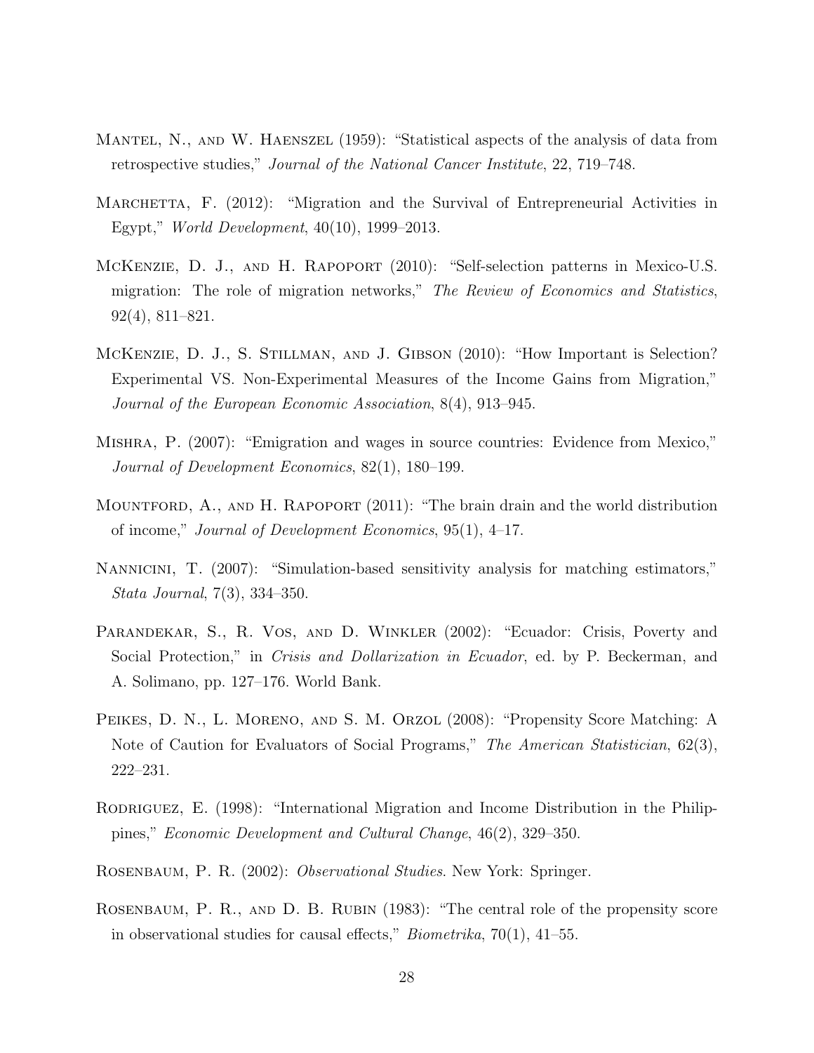Mantel, N., and W. Haenszel (1959): "Statistical aspects of the analysis of data from retrospective studies," *Journal of the National Cancer Institute*, 22, 719–748.

Marchetta, F. (2012): "Migration and the Survival of Entrepreneurial Activities in Egypt," *World Development*, 40(10), 1999–2013.

McKenzie, D. J., and H. Rapoport (2010): "Self-selection patterns in Mexico-U.S. migration: The role of migration networks," *The Review of Economics and Statistics*, 92(4), 811–821.

McKenzie, D. J., S. Stillman, and J. Gibson (2010): "How Important is Selection? Experimental VS. Non-Experimental Measures of the Income Gains from Migration," *Journal of the European Economic Association*, 8(4), 913–945.

Mishra, P. (2007): "Emigration and wages in source countries: Evidence from Mexico," *Journal of Development Economics*, 82(1), 180–199.

Mountford, A., and H. Rapoport (2011): "The brain drain and the world distribution of income," *Journal of Development Economics*, 95(1), 4–17.

Nannicini, T. (2007): "Simulation-based sensitivity analysis for matching estimators," *Stata Journal*, 7(3), 334–350.

Parandekar, S., R. Vos, and D. Winkler (2002): "Ecuador: Crisis, Poverty and Social Protection," in *Crisis and Dollarization in Ecuador*, ed. by P. Beckerman, and A. Solimano, pp. 127–176. World Bank.

Peikes, D. N., L. Moreno, and S. M. Orzol (2008): "Propensity Score Matching: A Note of Caution for Evaluators of Social Programs," *The American Statistician*, 62(3), 222–231.

Rodriguez, E. (1998): "International Migration and Income Distribution in the Philippines," *Economic Development and Cultural Change*, 46(2), 329–350.

Rosenbaum, P. R. (2002): *Observational Studies*. New York: Springer.

Rosenbaum, P. R., and D. B. Rubin (1983): "The central role of the propensity score in observational studies for causal effects," *Biometrika*, 70(1), 41–55.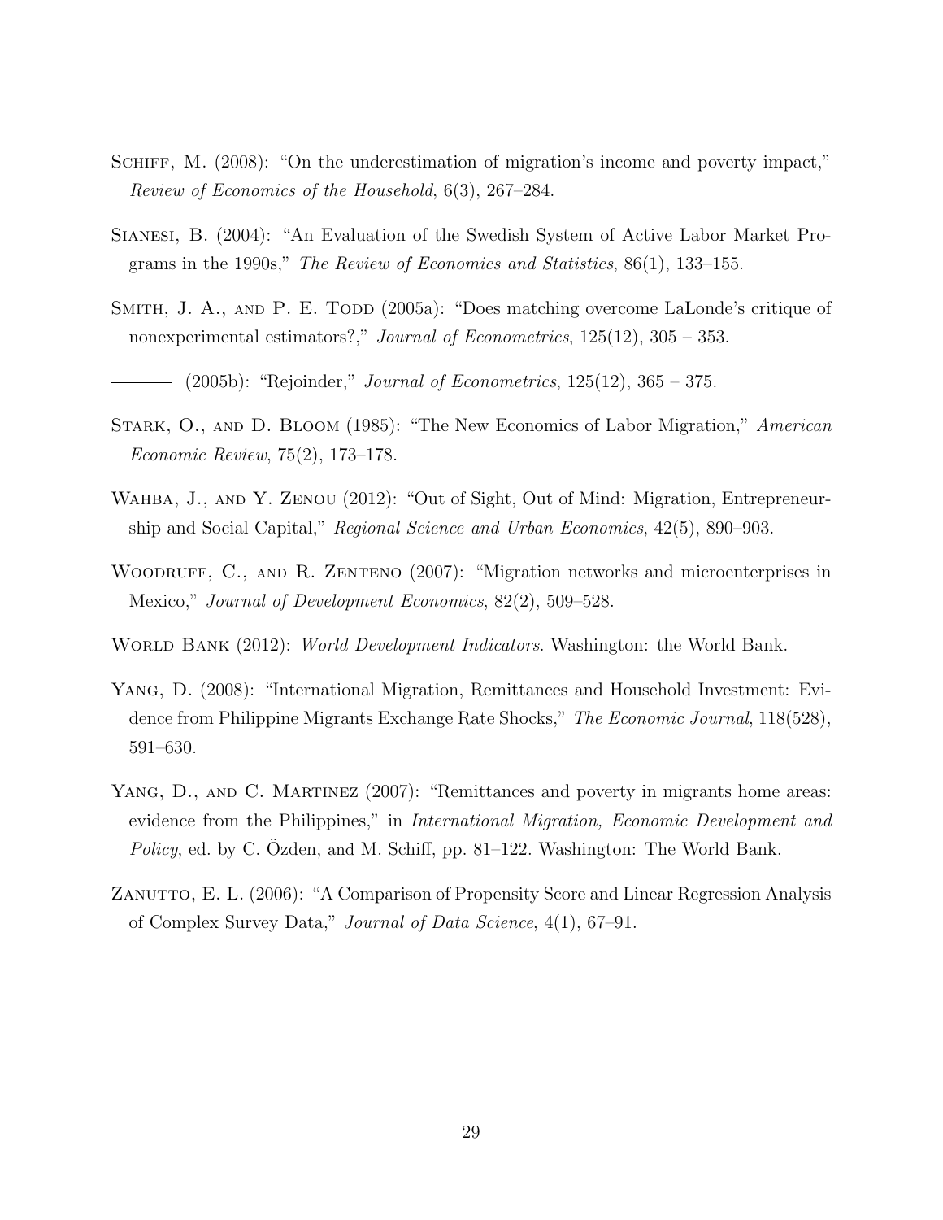Schiff, M. (2008): "On the underestimation of migration's income and poverty impact," *Review of Economics of the Household*, 6(3), 267–284.

Sianesi, B. (2004): "An Evaluation of the Swedish System of Active Labor Market Programs in the 1990s," *The Review of Economics and Statistics*, 86(1), 133–155.

Smith, J. A., and P. E. Todd (2005a): "Does matching overcome LaLonde's critique of nonexperimental estimators?," *Journal of Econometrics*, 125(12), 305 – 353.

——— (2005b): "Rejoinder," *Journal of Econometrics*, 125(12), 365 – 375.

Stark, O., and D. Bloom (1985): "The New Economics of Labor Migration," *American Economic Review*, 75(2), 173–178.

Wahba, J., and Y. Zenou (2012): "Out of Sight, Out of Mind: Migration, Entrepreneurship and Social Capital," *Regional Science and Urban Economics*, 42(5), 890–903.

Woodruff, C., and R. Zenteno (2007): "Migration networks and microenterprises in Mexico," *Journal of Development Economics*, 82(2), 509–528.

World Bank (2012): *World Development Indicators*. Washington: the World Bank.

Yang, D. (2008): "International Migration, Remittances and Household Investment: Evidence from Philippine Migrants Exchange Rate Shocks," *The Economic Journal*, 118(528), 591–630.

Yang, D., and C. Martinez (2007): "Remittances and poverty in migrants home areas: evidence from the Philippines," in *International Migration, Economic Development and Policy*, ed. by C. Özden, and M. Schiff, pp. 81–122. Washington: The World Bank.

Zanutto, E. L. (2006): "A Comparison of Propensity Score and Linear Regression Analysis of Complex Survey Data," *Journal of Data Science*, 4(1), 67–91.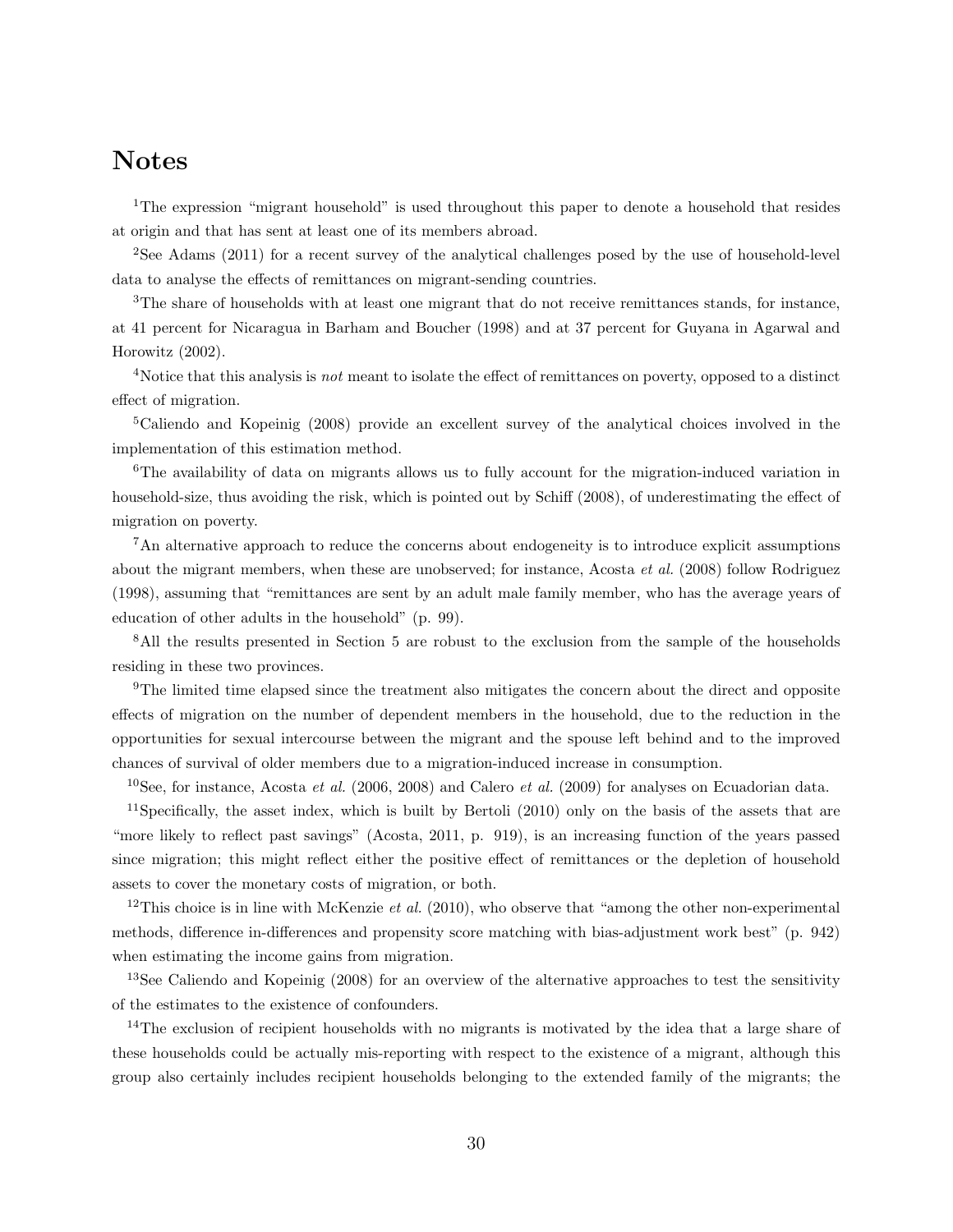# Notes

[1]The expression "migrant household" is used throughout this paper to denote a household that resides at origin and that has sent at least one of its members abroad.

[2]See Adams (2011) for a recent survey of the analytical challenges posed by the use of household-level data to analyse the effects of remittances on migrant-sending countries.

[3]The share of households with at least one migrant that do not receive remittances stands, for instance, at 41 percent for Nicaragua in Barham and Boucher (1998) and at 37 percent for Guyana in Agarwal and Horowitz (2002).

[4]Notice that this analysis is *not* meant to isolate the effect of remittances on poverty, opposed to a distinct effect of migration.

[5]Caliendo and Kopeinig (2008) provide an excellent survey of the analytical choices involved in the implementation of this estimation method.

[6]The availability of data on migrants allows us to fully account for the migration-induced variation in household-size, thus avoiding the risk, which is pointed out by Schiff (2008), of underestimating the effect of migration on poverty.

[7]An alternative approach to reduce the concerns about endogeneity is to introduce explicit assumptions about the migrant members, when these are unobserved; for instance, Acosta *et al.* (2008) follow Rodriguez (1998), assuming that "remittances are sent by an adult male family member, who has the average years of education of other adults in the household" (p. 99).

[8]All the results presented in Section 5 are robust to the exclusion from the sample of the households residing in these two provinces.

[9]The limited time elapsed since the treatment also mitigates the concern about the direct and opposite effects of migration on the number of dependent members in the household, due to the reduction in the opportunities for sexual intercourse between the migrant and the spouse left behind and to the improved chances of survival of older members due to a migration-induced increase in consumption.

[10]See, for instance, Acosta *et al.* (2006, 2008) and Calero *et al.* (2009) for analyses on Ecuadorian data.

[11]Specifically, the asset index, which is built by Bertoli (2010) only on the basis of the assets that are "more likely to reflect past savings" (Acosta, 2011, p. 919), is an increasing function of the years passed since migration; this might reflect either the positive effect of remittances or the depletion of household assets to cover the monetary costs of migration, or both.

[12]This choice is in line with McKenzie *et al.* (2010), who observe that "among the other non-experimental methods, difference in-differences and propensity score matching with bias-adjustment work best" (p. 942) when estimating the income gains from migration.

[13]See Caliendo and Kopeinig (2008) for an overview of the alternative approaches to test the sensitivity of the estimates to the existence of confounders.

[14]The exclusion of recipient households with no migrants is motivated by the idea that a large share of these households could be actually mis-reporting with respect to the existence of a migrant, although this group also certainly includes recipient households belonging to the extended family of the migrants; the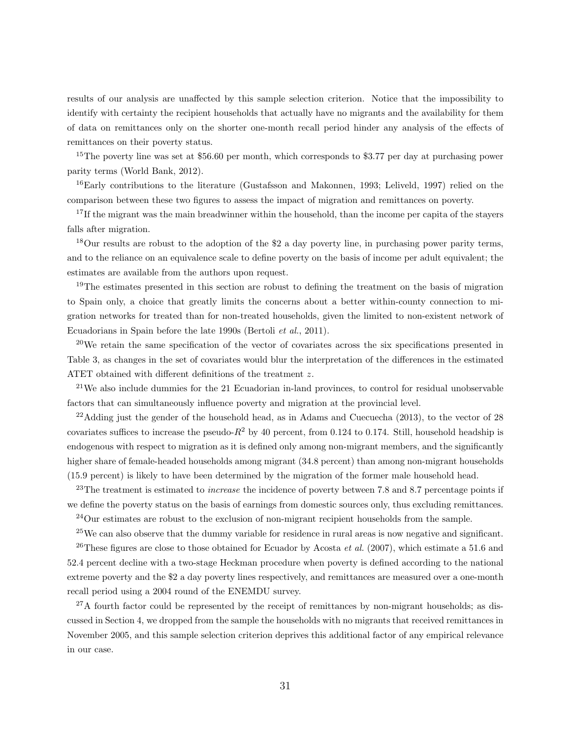results of our analysis are unaffected by this sample selection criterion. Notice that the impossibility to identify with certainty the recipient households that actually have no migrants and the availability for them of data on remittances only on the shorter one-month recall period hinder any analysis of the effects of remittances on their poverty status.

[15]The poverty line was set at \$56.60 per month, which corresponds to \$3.77 per day at purchasing power parity terms (World Bank, 2012).

[16]Early contributions to the literature (Gustafsson and Makonnen, 1993; Leliveld, 1997) relied on the comparison between these two figures to assess the impact of migration and remittances on poverty.

[17]If the migrant was the main breadwinner within the household, than the income per capita of the stayers falls after migration.

[18]Our results are robust to the adoption of the \$2 a day poverty line, in purchasing power parity terms, and to the reliance on an equivalence scale to define poverty on the basis of income per adult equivalent; the estimates are available from the authors upon request.

[19]The estimates presented in this section are robust to defining the treatment on the basis of migration to Spain only, a choice that greatly limits the concerns about a better within-county connection to migration networks for treated than for non-treated households, given the limited to non-existent network of Ecuadorians in Spain before the late 1990s (Bertoli *et al.*, 2011).

[20]We retain the same specification of the vector of covariates across the six specifications presented in Table 3, as changes in the set of covariates would blur the interpretation of the differences in the estimated ATET obtained with different definitions of the treatment $z$.

[21]We also include dummies for the 21 Ecuadorian in-land provinces, to control for residual unobservable factors that can simultaneously influence poverty and migration at the provincial level.

[22]Adding just the gender of the household head, as in Adams and Cuecuecha (2013), to the vector of 28 covariates suffices to increase the pseudo-$R^2$ by 40 percent, from 0.124 to 0.174. Still, household headship is endogenous with respect to migration as it is defined only among non-migrant members, and the significantly higher share of female-headed households among migrant (34.8 percent) than among non-migrant households (15.9 percent) is likely to have been determined by the migration of the former male household head.

[23]The treatment is estimated to *increase* the incidence of poverty between 7.8 and 8.7 percentage points if we define the poverty status on the basis of earnings from domestic sources only, thus excluding remittances.

[24]Our estimates are robust to the exclusion of non-migrant recipient households from the sample.

[25]We can also observe that the dummy variable for residence in rural areas is now negative and significant.

[26]These figures are close to those obtained for Ecuador by Acosta *et al.* (2007), which estimate a 51.6 and 52.4 percent decline with a two-stage Heckman procedure when poverty is defined according to the national extreme poverty and the \$2 a day poverty lines respectively, and remittances are measured over a one-month recall period using a 2004 round of the ENEMDU survey.

[27]A fourth factor could be represented by the receipt of remittances by non-migrant households; as discussed in Section 4, we dropped from the sample the households with no migrants that received remittances in November 2005, and this sample selection criterion deprives this additional factor of any empirical relevance in our case.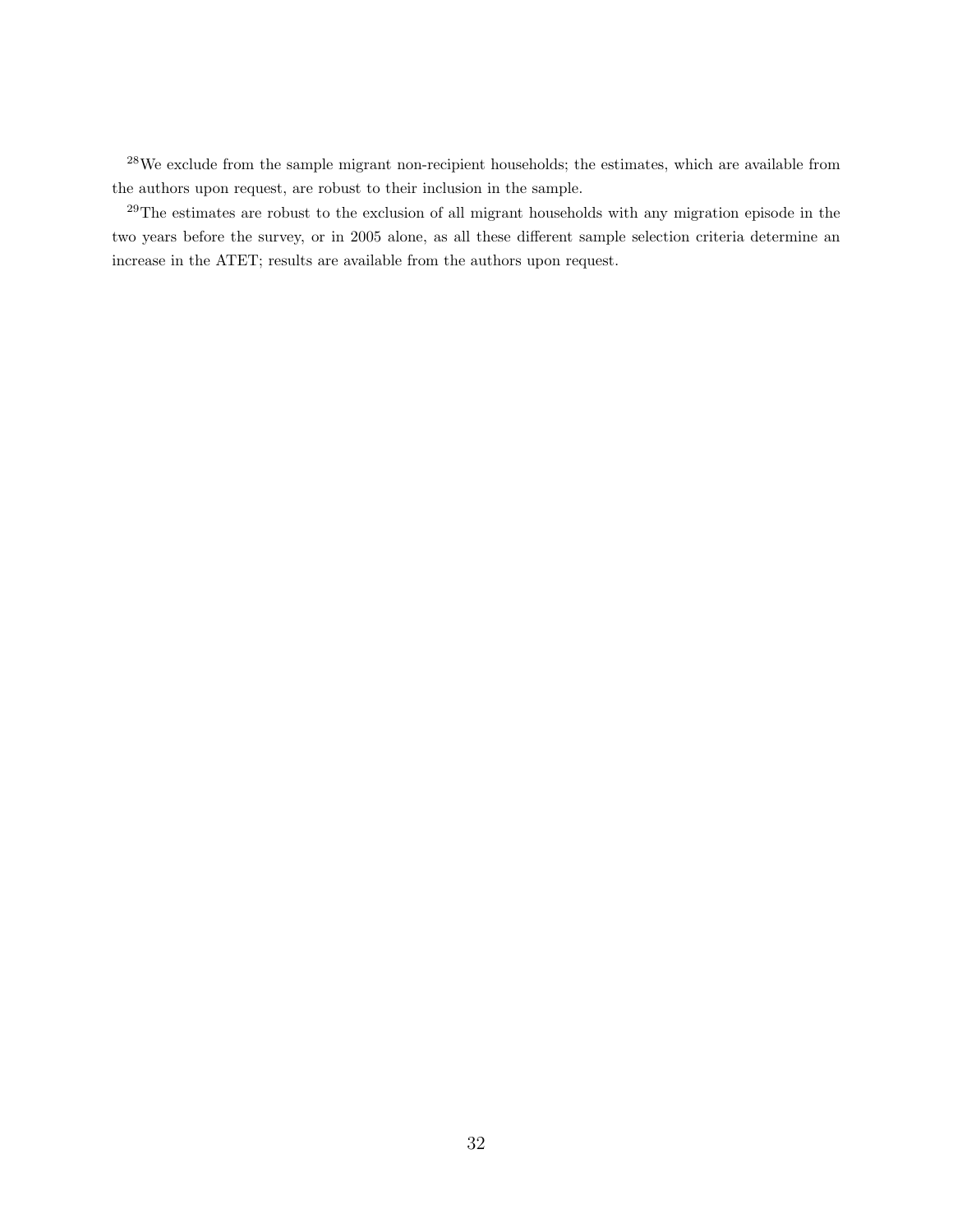[28]We exclude from the sample migrant non-recipient households; the estimates, which are available from the authors upon request, are robust to their inclusion in the sample.

[29]The estimates are robust to the exclusion of all migrant households with any migration episode in the two years before the survey, or in 2005 alone, as all these different sample selection criteria determine an increase in the ATET; results are available from the authors upon request.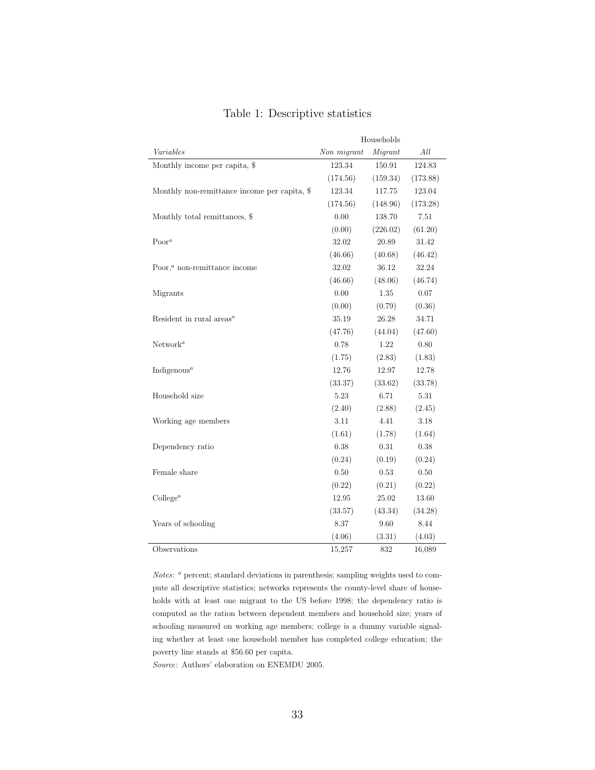Table 1: Descriptive statistics

| | Households | | |
|---|---|---|---|
| *Variables* | *Non migrant* | *Migrant* | *All* |
| Monthly income per capita, $ | 123.34 | 150.91 | 124.83 |
| | (174.56) | (159.34) | (173.88) |
| Monthly non-remittance income per capita, $ | 123.34 | 117.75 | 123.04 |
| | (174.56) | (148.96) | (173.28) |
| Monthly total remittances, $ | 0.00 | 138.70 | 7.51 |
| | (0.00) | (226.02) | (61.20) |
| Poor[a] | 32.02 | 20.89 | 31.42 |
| | (46.66) | (40.68) | (46.42) |
| Poor,[a] non-remittance income | 32.02 | 36.12 | 32.24 |
| | (46.66) | (48.06) | (46.74) |
| Migrants | 0.00 | 1.35 | 0.07 |
| | (0.00) | (0.79) | (0.36) |
| Resident in rural areas[a] | 35.19 | 26.28 | 34.71 |
| | (47.76) | (44.04) | (47.60) |
| Network[a] | 0.78 | 1.22 | 0.80 |
| | (1.75) | (2.83) | (1.83) |
| Indigenous[a] | 12.76 | 12.97 | 12.78 |
| | (33.37) | (33.62) | (33.78) |
| Household size | 5.23 | 6.71 | 5.31 |
| | (2.40) | (2.88) | (2.45) |
| Working age members | 3.11 | 4.41 | 3.18 |
| | (1.61) | (1.78) | (1.64) |
| Dependency ratio | 0.38 | 0.31 | 0.38 |
| | (0.24) | (0.19) | (0.24) |
| Female share | 0.50 | 0.53 | 0.50 |
| | (0.22) | (0.21) | (0.22) |
| College[a] | 12.95 | 25.02 | 13.60 |
| | (33.57) | (43.34) | (34.28) |
| Years of schooling | 8.37 | 9.60 | 8.44 |
| | (4.06) | (3.31) | (4.03) |
| Observations | 15,257 | 832 | 16,089 |

*Notes*: [a] percent; standard deviations in parenthesis; sampling weights used to compute all descriptive statistics; networks represents the county-level share of households with at least one migrant to the US before 1998; the dependency ratio is computed as the ration between dependent members and household size; years of schooling measured on working age members; college is a dummy variable signaling whether at least one household member has completed college education; the poverty line stands at $56.60 per capita.

*Source*: Authors' elaboration on ENEMDU 2005.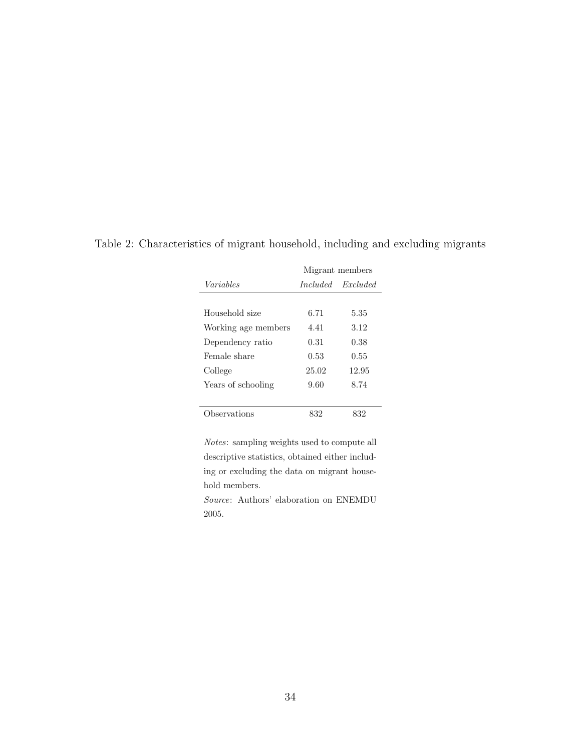Table 2: Characteristics of migrant household, including and excluding migrants

| | Migrant members | |
|---|---|---|
| *Variables* | *Included* | *Excluded* |
| Household size | 6.71 | 5.35 |
| Working age members | 4.41 | 3.12 |
| Dependency ratio | 0.31 | 0.38 |
| Female share | 0.53 | 0.55 |
| College | 25.02 | 12.95 |
| Years of schooling | 9.60 | 8.74 |
| Observations | 832 | 832 |

*Notes*: sampling weights used to compute all descriptive statistics, obtained either including or excluding the data on migrant household members.

*Source*: Authors' elaboration on ENEMDU 2005.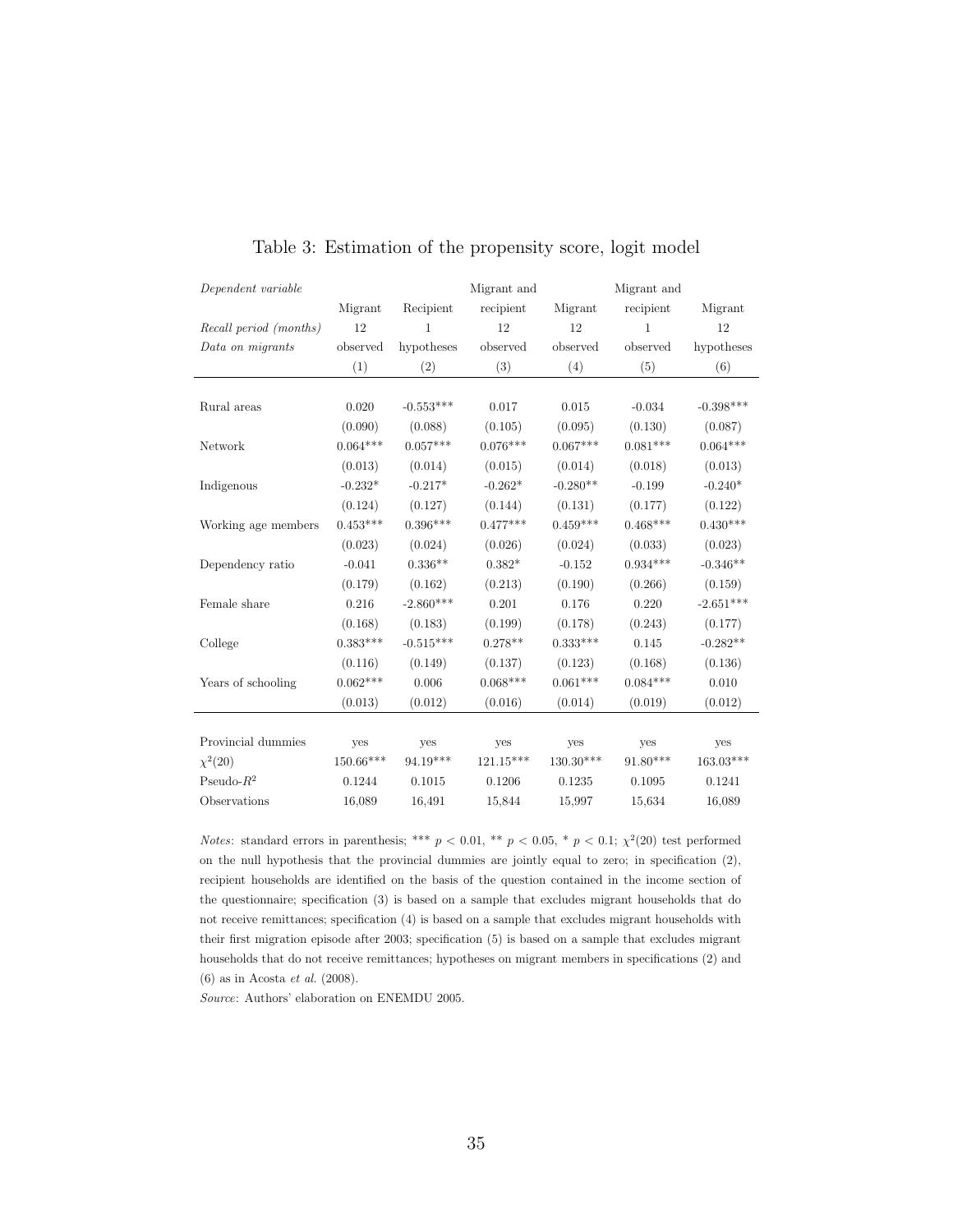Table 3: Estimation of the propensity score, logit model

| *Dependent variable* | Migrant | Recipient | Migrant and recipient | Migrant | Migrant and recipient | Migrant |
|---|---|---|---|---|---|---|
| *Recall period (months)* | 12 | 1 | 12 | 12 | 1 | 12 |
| *Data on migrants* | observed | hypotheses | observed | observed | observed | hypotheses |
| | (1) | (2) | (3) | (4) | (5) | (6) |
| Rural areas | 0.020 | -0.553*** | 0.017 | 0.015 | -0.034 | -0.398*** |
| | (0.090) | (0.088) | (0.105) | (0.095) | (0.130) | (0.087) |
| Network | 0.064*** | 0.057*** | 0.076*** | 0.067*** | 0.081*** | 0.064*** |
| | (0.013) | (0.014) | (0.015) | (0.014) | (0.018) | (0.013) |
| Indigenous | -0.232* | -0.217* | -0.262* | -0.280** | -0.199 | -0.240* |
| | (0.124) | (0.127) | (0.144) | (0.131) | (0.177) | (0.122) |
| Working age members | 0.453*** | 0.396*** | 0.477*** | 0.459*** | 0.468*** | 0.430*** |
| | (0.023) | (0.024) | (0.026) | (0.024) | (0.033) | (0.023) |
| Dependency ratio | -0.041 | 0.336** | 0.382* | -0.152 | 0.934*** | -0.346** |
| | (0.179) | (0.162) | (0.213) | (0.190) | (0.266) | (0.159) |
| Female share | 0.216 | -2.860*** | 0.201 | 0.176 | 0.220 | -2.651*** |
| | (0.168) | (0.183) | (0.199) | (0.178) | (0.243) | (0.177) |
| College | 0.383*** | -0.515*** | 0.278** | 0.333*** | 0.145 | -0.282** |
| | (0.116) | (0.149) | (0.137) | (0.123) | (0.168) | (0.136) |
| Years of schooling | 0.062*** | 0.006 | 0.068*** | 0.061*** | 0.084*** | 0.010 |
| | (0.013) | (0.012) | (0.016) | (0.014) | (0.019) | (0.012) |
| Provincial dummies | yes | yes | yes | yes | yes | yes |
| $\chi^2(20)$ | 150.66*** | 94.19*** | 121.15*** | 130.30*** | 91.80*** | 163.03*** |
| Pseudo-$R^2$ | 0.1244 | 0.1015 | 0.1206 | 0.1235 | 0.1095 | 0.1241 |
| Observations | 16,089 | 16,491 | 15,844 | 15,997 | 15,634 | 16,089 |

*Notes*: standard errors in parenthesis; *** $p < 0.01$, ** $p < 0.05$, * $p < 0.1$; $\chi^2(20)$ test performed on the null hypothesis that the provincial dummies are jointly equal to zero; in specification (2), recipient households are identified on the basis of the question contained in the income section of the questionnaire; specification (3) is based on a sample that excludes migrant households that do not receive remittances; specification (4) is based on a sample that excludes migrant households with their first migration episode after 2003; specification (5) is based on a sample that excludes migrant households that do not receive remittances; hypotheses on migrant members in specifications (2) and (6) as in Acosta *et al.* (2008).

*Source*: Authors' elaboration on ENEMDU 2005.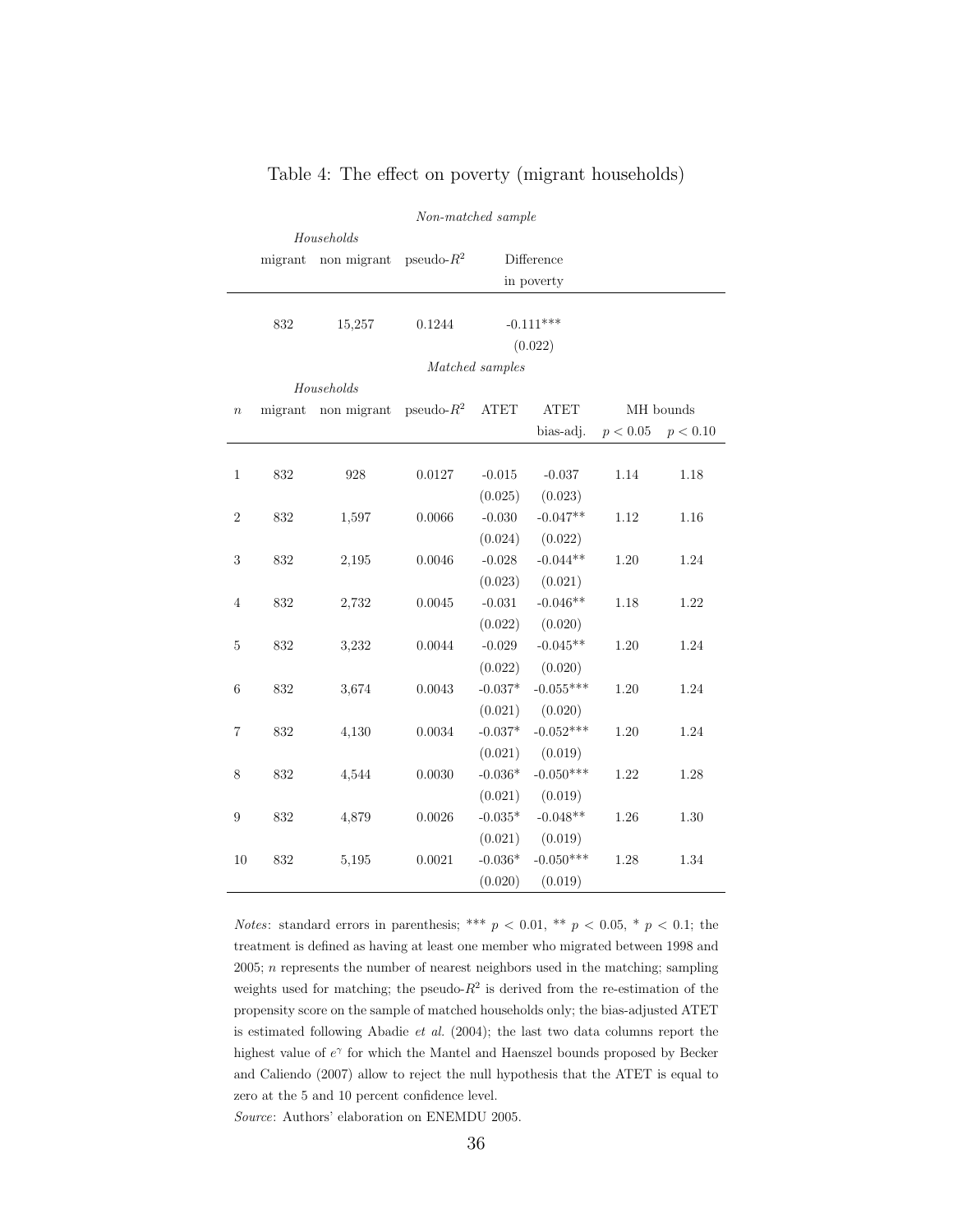Table 4: The effect on poverty (migrant households)

*Non-matched sample*

| Households: migrant | Households: non migrant | pseudo-$R^2$ | Difference in poverty |
|---|---|---|---|
| 832 | 15,257 | 0.1244 | -0.111*** |
| | | | (0.022) |

*Matched samples*

| $n$ | Households: migrant | Households: non migrant | pseudo-$R^2$ | ATET | ATET bias-adj. | MH bounds $p < 0.05$ | MH bounds $p < 0.10$ |
|---|---|---|---|---|---|---|---|
| 1 | 832 | 928 | 0.0127 | -0.015 | -0.037 | 1.14 | 1.18 |
| | | | | (0.025) | (0.023) | | |
| 2 | 832 | 1,597 | 0.0066 | -0.030 | -0.047** | 1.12 | 1.16 |
| | | | | (0.024) | (0.022) | | |
| 3 | 832 | 2,195 | 0.0046 | -0.028 | -0.044** | 1.20 | 1.24 |
| | | | | (0.023) | (0.021) | | |
| 4 | 832 | 2,732 | 0.0045 | -0.031 | -0.046** | 1.18 | 1.22 |
| | | | | (0.022) | (0.020) | | |
| 5 | 832 | 3,232 | 0.0044 | -0.029 | -0.045** | 1.20 | 1.24 |
| | | | | (0.022) | (0.020) | | |
| 6 | 832 | 3,674 | 0.0043 | -0.037* | -0.055*** | 1.20 | 1.24 |
| | | | | (0.021) | (0.020) | | |
| 7 | 832 | 4,130 | 0.0034 | -0.037* | -0.052*** | 1.20 | 1.24 |
| | | | | (0.021) | (0.019) | | |
| 8 | 832 | 4,544 | 0.0030 | -0.036* | -0.050*** | 1.22 | 1.28 |
| | | | | (0.021) | (0.019) | | |
| 9 | 832 | 4,879 | 0.0026 | -0.035* | -0.048** | 1.26 | 1.30 |
| | | | | (0.021) | (0.019) | | |
| 10 | 832 | 5,195 | 0.0021 | -0.036* | -0.050*** | 1.28 | 1.34 |
| | | | | (0.020) | (0.019) | | |

*Notes*: standard errors in parenthesis; *** $p < 0.01$, ** $p < 0.05$, * $p < 0.1$; the treatment is defined as having at least one member who migrated between 1998 and 2005; $n$ represents the number of nearest neighbors used in the matching; sampling weights used for matching; the pseudo-$R^2$ is derived from the re-estimation of the propensity score on the sample of matched households only; the bias-adjusted ATET is estimated following Abadie *et al.* (2004); the last two data columns report the highest value of $e^{\gamma}$ for which the Mantel and Haenszel bounds proposed by Becker and Caliendo (2007) allow to reject the null hypothesis that the ATET is equal to zero at the 5 and 10 percent confidence level.

*Source*: Authors' elaboration on ENEMDU 2005.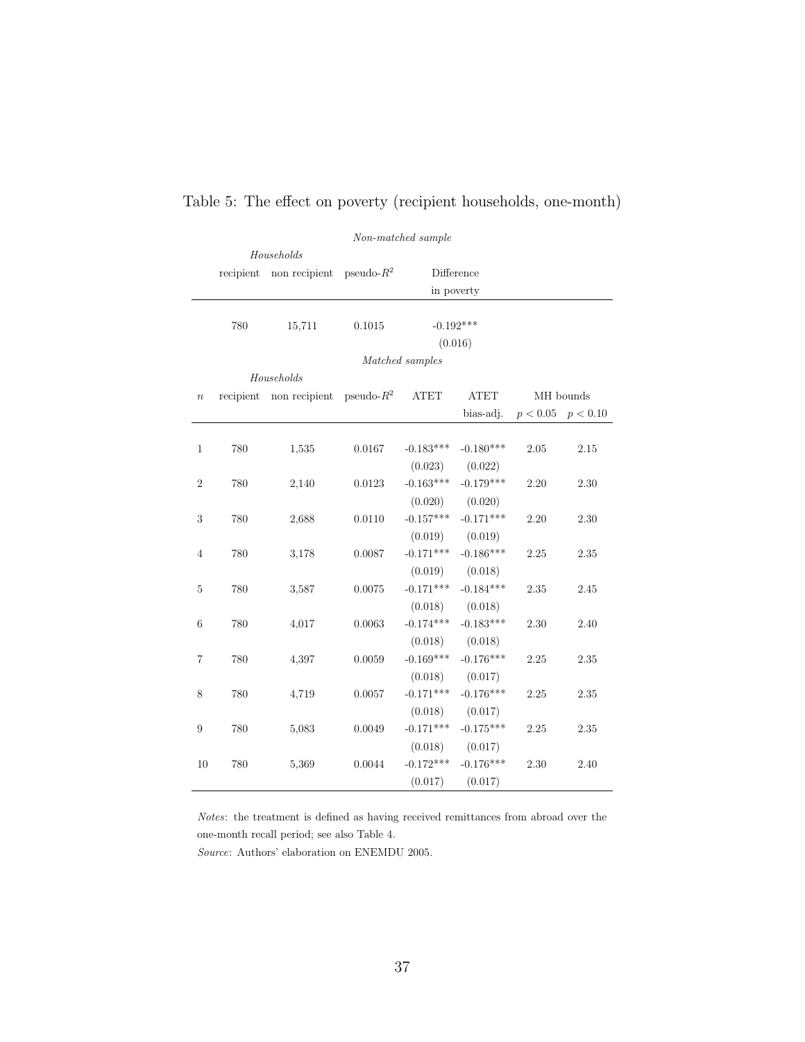Table 5: The effect on poverty (recipient households, one-month)

*Non-matched sample*

| | *Households* | | | |
|---|---|---|---|---|
| | recipient | non recipient | pseudo-$R^2$ | Difference in poverty |
| | 780 | 15,711 | 0.1015 | -0.192*** |
| | | | | (0.016) |

*Matched samples*

| | *Households* | | | | | MH bounds | |
|---|---|---|---|---|---|---|---|
| $n$ | recipient | non recipient | pseudo-$R^2$ | ATET | ATET bias-adj. | $p < 0.05$ | $p < 0.10$ |
| 1 | 780 | 1,535 | 0.0167 | -0.183*** | -0.180*** | 2.05 | 2.15 |
| | | | | (0.023) | (0.022) | | |
| 2 | 780 | 2,140 | 0.0123 | -0.163*** | -0.179*** | 2.20 | 2.30 |
| | | | | (0.020) | (0.020) | | |
| 3 | 780 | 2,688 | 0.0110 | -0.157*** | -0.171*** | 2.20 | 2.30 |
| | | | | (0.019) | (0.019) | | |
| 4 | 780 | 3,178 | 0.0087 | -0.171*** | -0.186*** | 2.25 | 2.35 |
| | | | | (0.019) | (0.018) | | |
| 5 | 780 | 3,587 | 0.0075 | -0.171*** | -0.184*** | 2.35 | 2.45 |
| | | | | (0.018) | (0.018) | | |
| 6 | 780 | 4,017 | 0.0063 | -0.174*** | -0.183*** | 2.30 | 2.40 |
| | | | | (0.018) | (0.018) | | |
| 7 | 780 | 4,397 | 0.0059 | -0.169*** | -0.176*** | 2.25 | 2.35 |
| | | | | (0.018) | (0.017) | | |
| 8 | 780 | 4,719 | 0.0057 | -0.171*** | -0.176*** | 2.25 | 2.35 |
| | | | | (0.018) | (0.017) | | |
| 9 | 780 | 5,083 | 0.0049 | -0.171*** | -0.175*** | 2.25 | 2.35 |
| | | | | (0.018) | (0.017) | | |
| 10 | 780 | 5,369 | 0.0044 | -0.172*** | -0.176*** | 2.30 | 2.40 |
| | | | | (0.017) | (0.017) | | |

*Notes*: the treatment is defined as having received remittances from abroad over the one-month recall period; see also Table 4.

*Source*: Authors' elaboration on ENEMDU 2005.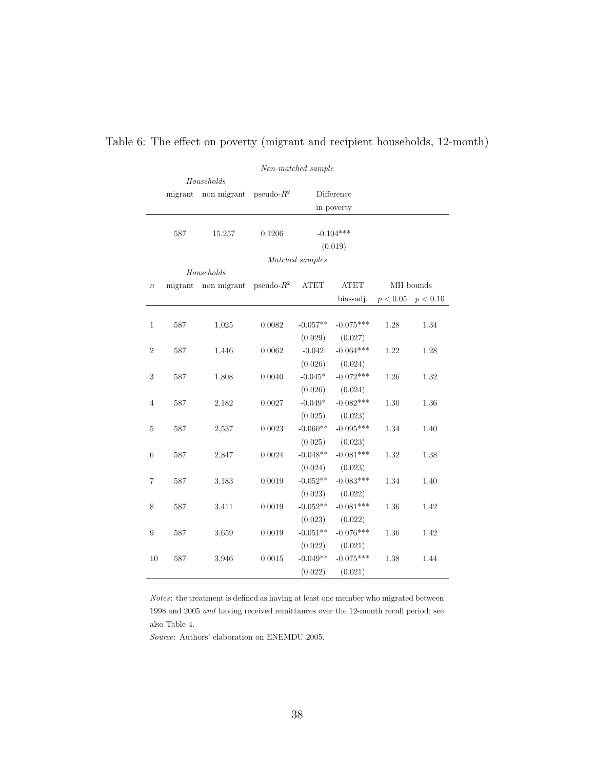Table 6: The effect on poverty (migrant and recipient households, 12-month)

*Non-matched sample*

| | *Households* | | | |
|---|---|---|---|---|
| | migrant | non migrant | pseudo-$R^2$ | Difference in poverty |
| | 587 | 15,257 | 0.1206 | -0.104*** |
| | | | | (0.019) |

*Matched samples*

| | *Households* | | | | | MH bounds | |
|---|---|---|---|---|---|---|---|
| $n$ | migrant | non migrant | pseudo-$R^2$ | ATET | ATET bias-adj. | $p < 0.05$ | $p < 0.10$ |
| 1 | 587 | 1,025 | 0.0082 | -0.057** | -0.075*** | 1.28 | 1.34 |
| | | | | (0.029) | (0.027) | | |
| 2 | 587 | 1,446 | 0.0062 | -0.042 | -0.064*** | 1.22 | 1.28 |
| | | | | (0.026) | (0.024) | | |
| 3 | 587 | 1,808 | 0.0040 | -0.045* | -0.072*** | 1.26 | 1.32 |
| | | | | (0.026) | (0.024) | | |
| 4 | 587 | 2,182 | 0.0027 | -0.049* | -0.082*** | 1.30 | 1.36 |
| | | | | (0.025) | (0.023) | | |
| 5 | 587 | 2,537 | 0.0023 | -0.060** | -0.095*** | 1.34 | 1.40 |
| | | | | (0.025) | (0.023) | | |
| 6 | 587 | 2,847 | 0.0024 | -0.048** | -0.081*** | 1.32 | 1.38 |
| | | | | (0.024) | (0.023) | | |
| 7 | 587 | 3,183 | 0.0019 | -0.052** | -0.083*** | 1.34 | 1.40 |
| | | | | (0.023) | (0.022) | | |
| 8 | 587 | 3,411 | 0.0019 | -0.052** | -0.081*** | 1.36 | 1.42 |
| | | | | (0.023) | (0.022) | | |
| 9 | 587 | 3,659 | 0.0019 | -0.051** | -0.076*** | 1.36 | 1.42 |
| | | | | (0.022) | (0.021) | | |
| 10 | 587 | 3,946 | 0.0015 | -0.049** | -0.075*** | 1.38 | 1.44 |
| | | | | (0.022) | (0.021) | | |

*Notes*: the treatment is defined as having at least one member who migrated between 1998 and 2005 *and* having received remittances over the 12-month recall period; see also Table 4.

*Source*: Authors' elaboration on ENEMDU 2005.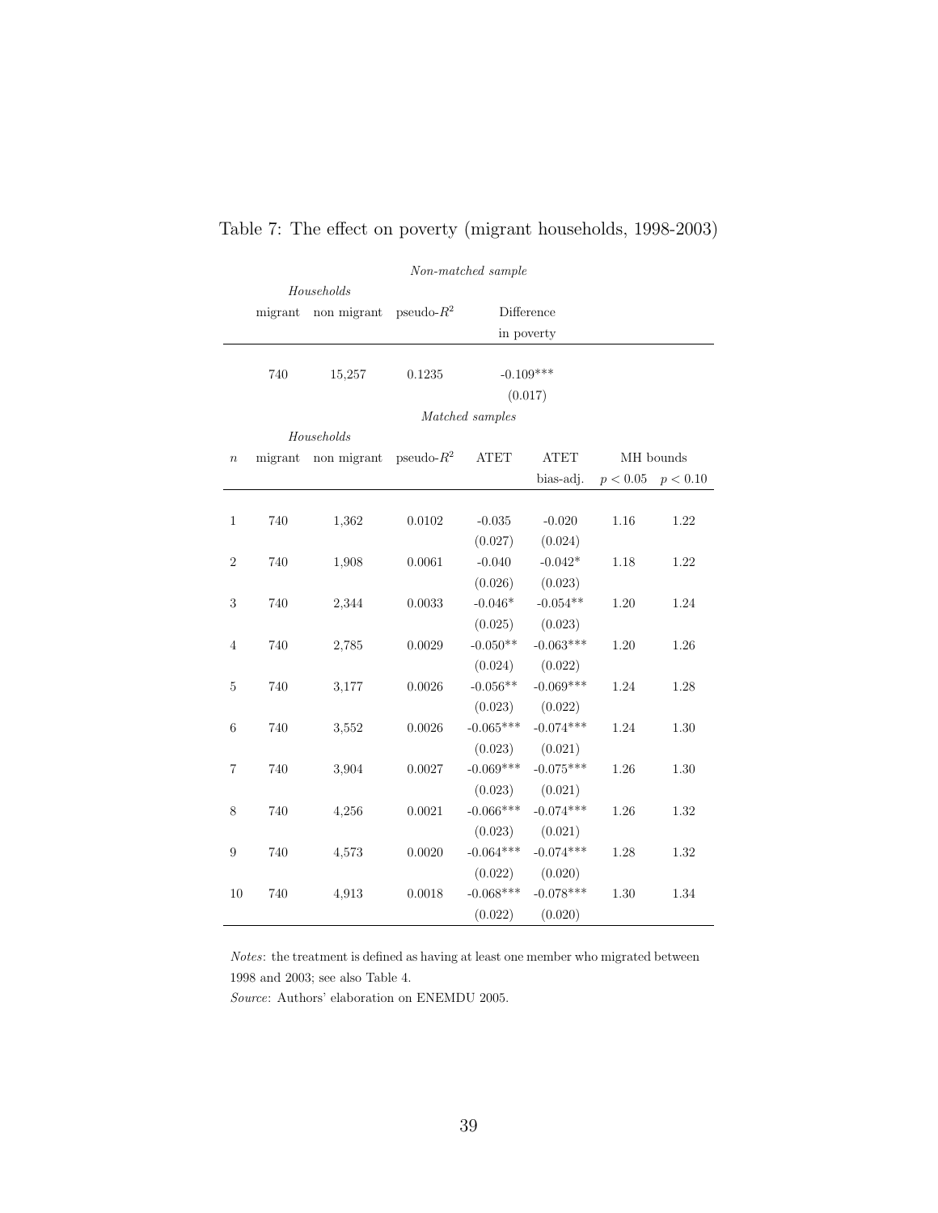Table 7: The effect on poverty (migrant households, 1998-2003)

| | *Non-matched sample* | | | | | | |
|---|---|---|---|---|---|---|---|
| | *Households* | | | | | | |
| | migrant | non migrant | pseudo-$R^2$ | Difference in poverty | | | |
| | 740 | 15,257 | 0.1235 | -0.109*** | | | |
| | | | | (0.017) | | | |

| | *Matched samples* | | | | | | |
|---|---|---|---|---|---|---|---|
| | *Households* | | | | | | |
| $n$ | migrant | non migrant | pseudo-$R^2$ | ATET | ATET bias-adj. | MH bounds $p < 0.05$ | MH bounds $p < 0.10$ |
| 1 | 740 | 1,362 | 0.0102 | -0.035 | -0.020 | 1.16 | 1.22 |
| | | | | (0.027) | (0.024) | | |
| 2 | 740 | 1,908 | 0.0061 | -0.040 | -0.042* | 1.18 | 1.22 |
| | | | | (0.026) | (0.023) | | |
| 3 | 740 | 2,344 | 0.0033 | -0.046* | -0.054** | 1.20 | 1.24 |
| | | | | (0.025) | (0.023) | | |
| 4 | 740 | 2,785 | 0.0029 | -0.050** | -0.063*** | 1.20 | 1.26 |
| | | | | (0.024) | (0.022) | | |
| 5 | 740 | 3,177 | 0.0026 | -0.056** | -0.069*** | 1.24 | 1.28 |
| | | | | (0.023) | (0.022) | | |
| 6 | 740 | 3,552 | 0.0026 | -0.065*** | -0.074*** | 1.24 | 1.30 |
| | | | | (0.023) | (0.021) | | |
| 7 | 740 | 3,904 | 0.0027 | -0.069*** | -0.075*** | 1.26 | 1.30 |
| | | | | (0.023) | (0.021) | | |
| 8 | 740 | 4,256 | 0.0021 | -0.066*** | -0.074*** | 1.26 | 1.32 |
| | | | | (0.023) | (0.021) | | |
| 9 | 740 | 4,573 | 0.0020 | -0.064*** | -0.074*** | 1.28 | 1.32 |
| | | | | (0.022) | (0.020) | | |
| 10 | 740 | 4,913 | 0.0018 | -0.068*** | -0.078*** | 1.30 | 1.34 |
| | | | | (0.022) | (0.020) | | |

*Notes*: the treatment is defined as having at least one member who migrated between 1998 and 2003; see also Table 4.

*Source*: Authors' elaboration on ENEMDU 2005.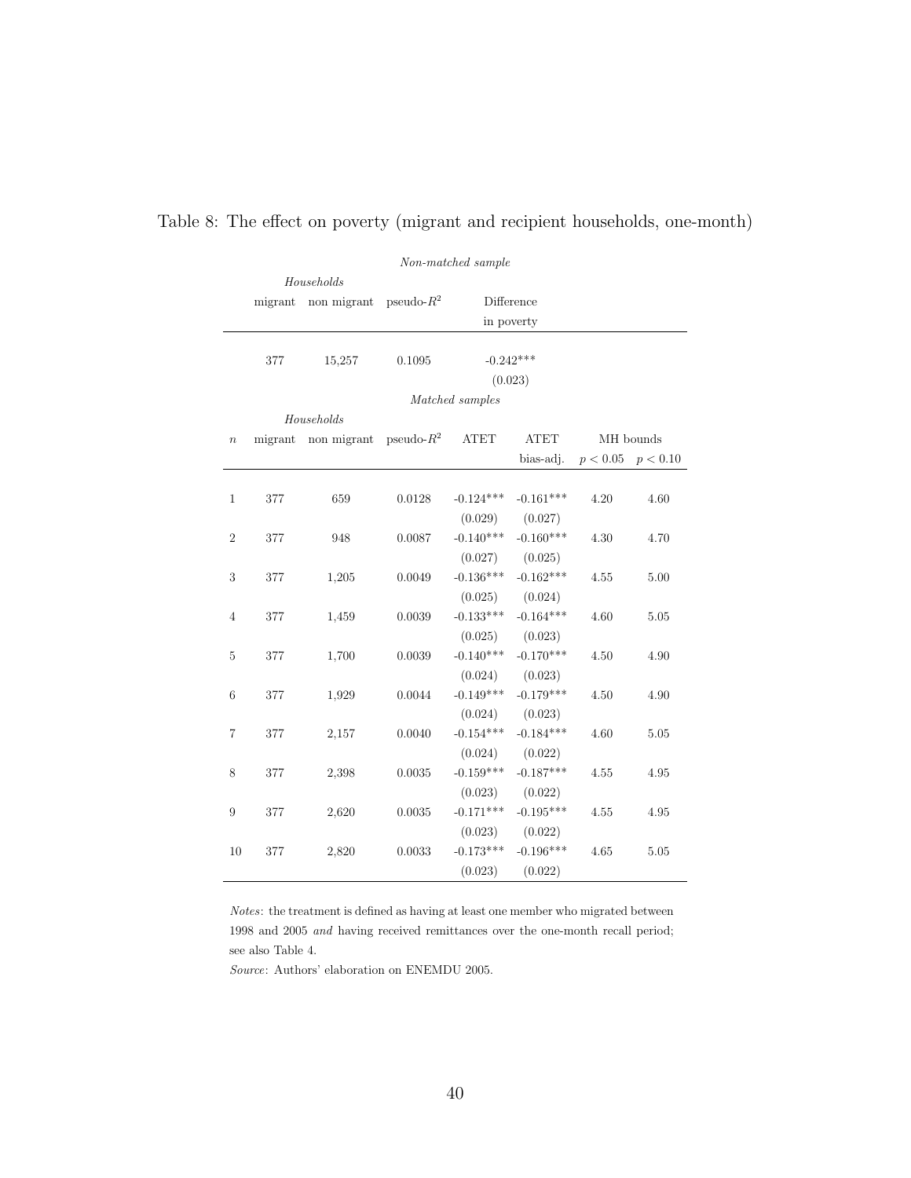Table 8: The effect on poverty (migrant and recipient households, one-month)

| | *Non-matched sample* | | | | | | |
|---|---|---|---|---|---|---|---|
| | *Households* | | | | | | |
| | migrant | non migrant | pseudo-$R^2$ | Difference in poverty | | | |
| | 377 | 15,257 | 0.1095 | -0.242*** | | | |
| | | | | (0.023) | | | |

| | *Matched samples* | | | | | | |
|---|---|---|---|---|---|---|---|
| | *Households* | | | | | | |
| $n$ | migrant | non migrant | pseudo-$R^2$ | ATET | ATET bias-adj. | MH bounds $p < 0.05$ | MH bounds $p < 0.10$ |
| 1 | 377 | 659 | 0.0128 | -0.124*** | -0.161*** | 4.20 | 4.60 |
| | | | | (0.029) | (0.027) | | |
| 2 | 377 | 948 | 0.0087 | -0.140*** | -0.160*** | 4.30 | 4.70 |
| | | | | (0.027) | (0.025) | | |
| 3 | 377 | 1,205 | 0.0049 | -0.136*** | -0.162*** | 4.55 | 5.00 |
| | | | | (0.025) | (0.024) | | |
| 4 | 377 | 1,459 | 0.0039 | -0.133*** | -0.164*** | 4.60 | 5.05 |
| | | | | (0.025) | (0.023) | | |
| 5 | 377 | 1,700 | 0.0039 | -0.140*** | -0.170*** | 4.50 | 4.90 |
| | | | | (0.024) | (0.023) | | |
| 6 | 377 | 1,929 | 0.0044 | -0.149*** | -0.179*** | 4.50 | 4.90 |
| | | | | (0.024) | (0.023) | | |
| 7 | 377 | 2,157 | 0.0040 | -0.154*** | -0.184*** | 4.60 | 5.05 |
| | | | | (0.024) | (0.022) | | |
| 8 | 377 | 2,398 | 0.0035 | -0.159*** | -0.187*** | 4.55 | 4.95 |
| | | | | (0.023) | (0.022) | | |
| 9 | 377 | 2,620 | 0.0035 | -0.171*** | -0.195*** | 4.55 | 4.95 |
| | | | | (0.023) | (0.022) | | |
| 10 | 377 | 2,820 | 0.0033 | -0.173*** | -0.196*** | 4.65 | 5.05 |
| | | | | (0.023) | (0.022) | | |

*Notes*: the treatment is defined as having at least one member who migrated between 1998 and 2005 *and* having received remittances over the one-month recall period; see also Table 4.

*Source*: Authors' elaboration on ENEMDU 2005.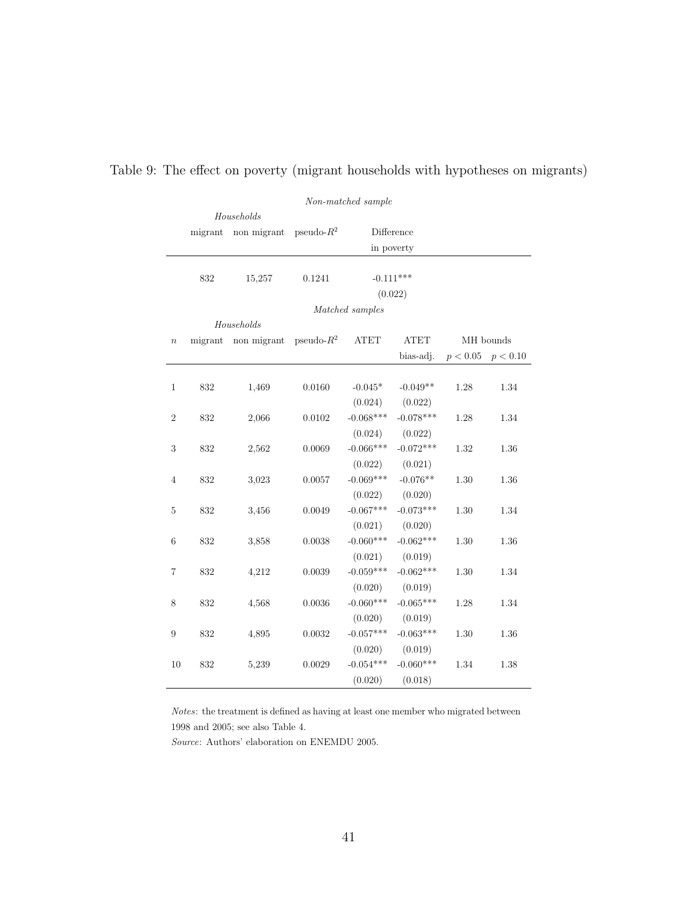Table 9: The effect on poverty (migrant households with hypotheses on migrants)

*Non-matched sample*

| | *Households* | | | |
|---|---|---|---|---|
| | migrant | non migrant | pseudo-$R^2$ | Difference in poverty |
| | 832 | 15,257 | 0.1241 | -0.111*** |
| | | | | (0.022) |

*Matched samples*

| | *Households* | | | | | | |
|---|---|---|---|---|---|---|---|
| $n$ | migrant | non migrant | pseudo-$R^2$ | ATET | ATET bias-adj. | MH bounds $p < 0.05$ | MH bounds $p < 0.10$ |
| 1 | 832 | 1,469 | 0.0160 | -0.045* | -0.049** | 1.28 | 1.34 |
| | | | | (0.024) | (0.022) | | |
| 2 | 832 | 2,066 | 0.0102 | -0.068*** | -0.078*** | 1.28 | 1.34 |
| | | | | (0.024) | (0.022) | | |
| 3 | 832 | 2,562 | 0.0069 | -0.066*** | -0.072*** | 1.32 | 1.36 |
| | | | | (0.022) | (0.021) | | |
| 4 | 832 | 3,023 | 0.0057 | -0.069*** | -0.076** | 1.30 | 1.36 |
| | | | | (0.022) | (0.020) | | |
| 5 | 832 | 3,456 | 0.0049 | -0.067*** | -0.073*** | 1.30 | 1.34 |
| | | | | (0.021) | (0.020) | | |
| 6 | 832 | 3,858 | 0.0038 | -0.060*** | -0.062*** | 1.30 | 1.36 |
| | | | | (0.021) | (0.019) | | |
| 7 | 832 | 4,212 | 0.0039 | -0.059*** | -0.062*** | 1.30 | 1.34 |
| | | | | (0.020) | (0.019) | | |
| 8 | 832 | 4,568 | 0.0036 | -0.060*** | -0.065*** | 1.28 | 1.34 |
| | | | | (0.020) | (0.019) | | |
| 9 | 832 | 4,895 | 0.0032 | -0.057*** | -0.063*** | 1.30 | 1.36 |
| | | | | (0.020) | (0.019) | | |
| 10 | 832 | 5,239 | 0.0029 | -0.054*** | -0.060*** | 1.34 | 1.38 |
| | | | | (0.020) | (0.018) | | |

*Notes*: the treatment is defined as having at least one member who migrated between 1998 and 2005; see also Table 4.

*Source*: Authors' elaboration on ENEMDU 2005.